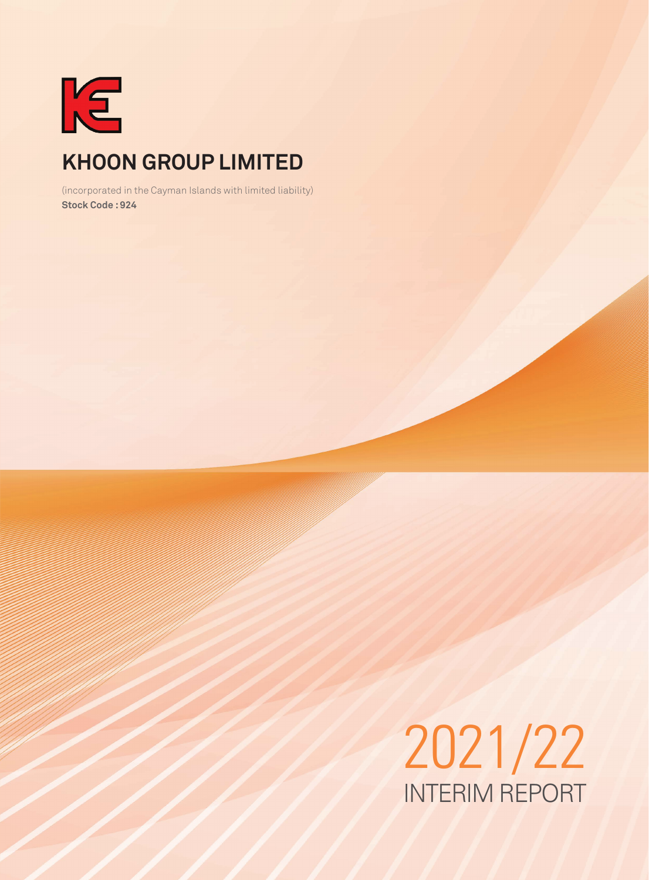# KHOON GROUP LIMITED

(incorporated in the Cayman Islands with limited liability)
**Stock Code : 924**

# 2021/22
## INTERIM REPORT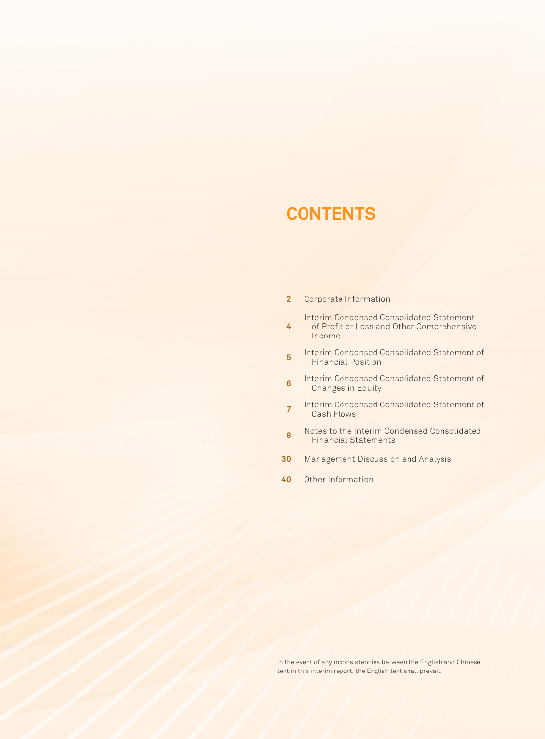# CONTENTS

| | |
|---|---|
| 2 | Corporate Information |
| 4 | Interim Condensed Consolidated Statement of Profit or Loss and Other Comprehensive Income |
| 5 | Interim Condensed Consolidated Statement of Financial Position |
| 6 | Interim Condensed Consolidated Statement of Changes in Equity |
| 7 | Interim Condensed Consolidated Statement of Cash Flows |
| 8 | Notes to the Interim Condensed Consolidated Financial Statements |
| 30 | Management Discussion and Analysis |
| 40 | Other Information |

In the event of any inconsistencies between the English and Chinese text in this interim report, the English text shall prevail.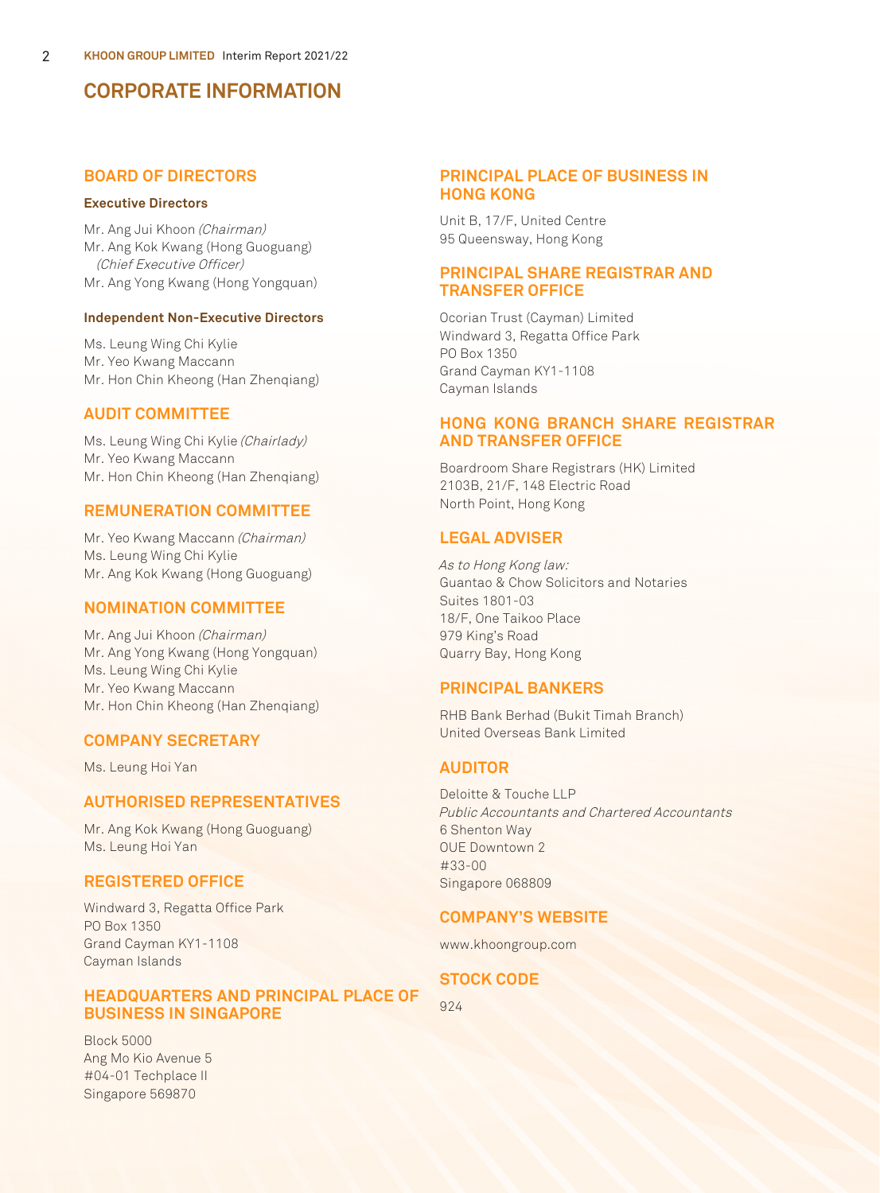# CORPORATE INFORMATION

## BOARD OF DIRECTORS

### Executive Directors

Mr. Ang Jui Khoon *(Chairman)*
Mr. Ang Kok Kwang (Hong Guoguang) *(Chief Executive Officer)*
Mr. Ang Yong Kwang (Hong Yongquan)

### Independent Non-Executive Directors

Ms. Leung Wing Chi Kylie
Mr. Yeo Kwang Maccann
Mr. Hon Chin Kheong (Han Zhenqiang)

## AUDIT COMMITTEE

Ms. Leung Wing Chi Kylie *(Chairlady)*
Mr. Yeo Kwang Maccann
Mr. Hon Chin Kheong (Han Zhenqiang)

## REMUNERATION COMMITTEE

Mr. Yeo Kwang Maccann *(Chairman)*
Ms. Leung Wing Chi Kylie
Mr. Ang Kok Kwang (Hong Guoguang)

## NOMINATION COMMITTEE

Mr. Ang Jui Khoon *(Chairman)*
Mr. Ang Yong Kwang (Hong Yongquan)
Ms. Leung Wing Chi Kylie
Mr. Yeo Kwang Maccann
Mr. Hon Chin Kheong (Han Zhenqiang)

## COMPANY SECRETARY

Ms. Leung Hoi Yan

## AUTHORISED REPRESENTATIVES

Mr. Ang Kok Kwang (Hong Guoguang)
Ms. Leung Hoi Yan

## REGISTERED OFFICE

Windward 3, Regatta Office Park
PO Box 1350
Grand Cayman KY1-1108
Cayman Islands

## HEADQUARTERS AND PRINCIPAL PLACE OF BUSINESS IN SINGAPORE

Block 5000
Ang Mo Kio Avenue 5
#04-01 Techplace II
Singapore 569870

## PRINCIPAL PLACE OF BUSINESS IN HONG KONG

Unit B, 17/F, United Centre
95 Queensway, Hong Kong

## PRINCIPAL SHARE REGISTRAR AND TRANSFER OFFICE

Ocorian Trust (Cayman) Limited
Windward 3, Regatta Office Park
PO Box 1350
Grand Cayman KY1-1108
Cayman Islands

## HONG KONG BRANCH SHARE REGISTRAR AND TRANSFER OFFICE

Boardroom Share Registrars (HK) Limited
2103B, 21/F, 148 Electric Road
North Point, Hong Kong

## LEGAL ADVISER

*As to Hong Kong law:*
Guantao & Chow Solicitors and Notaries
Suites 1801-03
18/F, One Taikoo Place
979 King's Road
Quarry Bay, Hong Kong

## PRINCIPAL BANKERS

RHB Bank Berhad (Bukit Timah Branch)
United Overseas Bank Limited

## AUDITOR

Deloitte & Touche LLP
*Public Accountants and Chartered Accountants*
6 Shenton Way
OUE Downtown 2
#33-00
Singapore 068809

## COMPANY'S WEBSITE

www.khoongroup.com

## STOCK CODE

924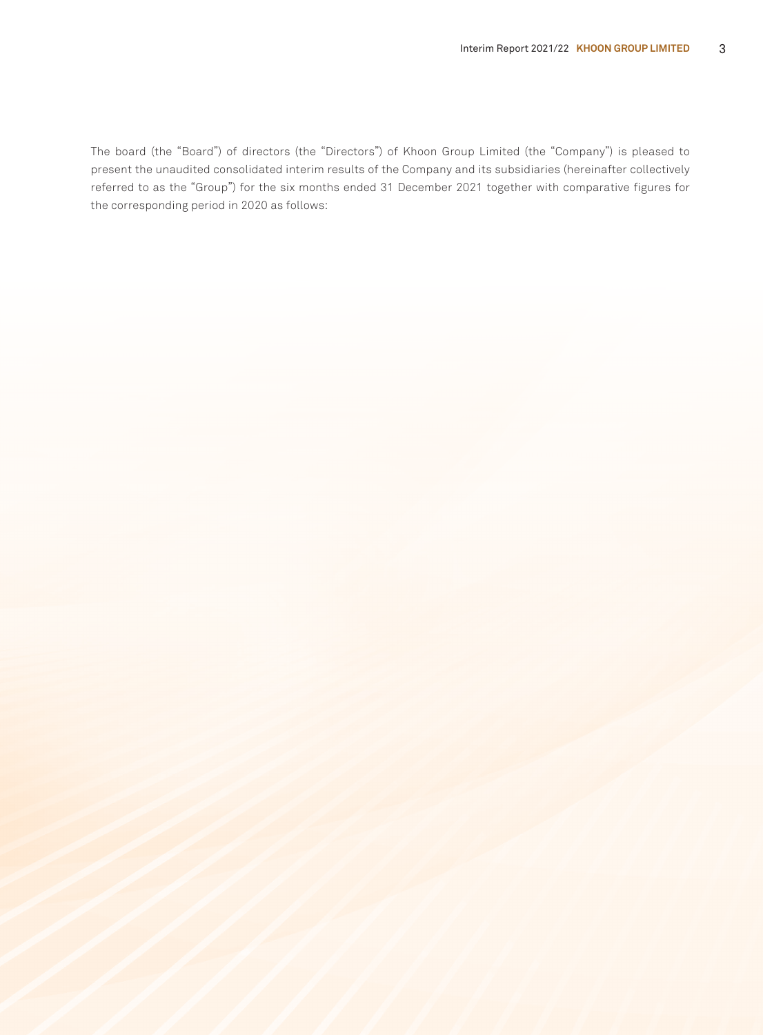The board (the "Board") of directors (the "Directors") of Khoon Group Limited (the "Company") is pleased to present the unaudited consolidated interim results of the Company and its subsidiaries (hereinafter collectively referred to as the "Group") for the six months ended 31 December 2021 together with comparative figures for the corresponding period in 2020 as follows: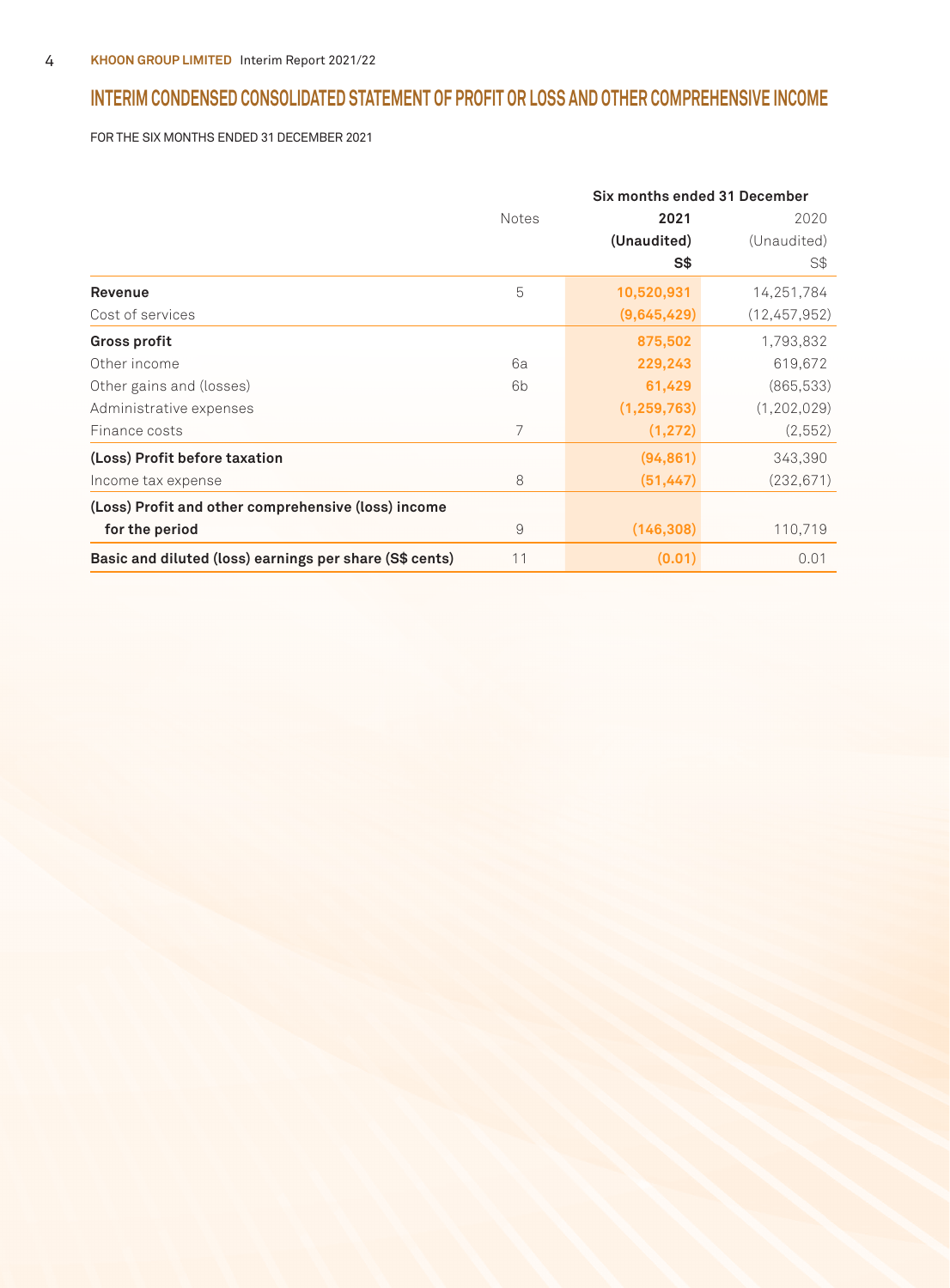# INTERIM CONDENSED CONSOLIDATED STATEMENT OF PROFIT OR LOSS AND OTHER COMPREHENSIVE INCOME

FOR THE SIX MONTHS ENDED 31 DECEMBER 2021

| | Notes | Six months ended 31 December | |
|---|---|---|---|
| | | **2021** | 2020 |
| | | **(Unaudited)** | (Unaudited) |
| | | **S$** | S$ |
| **Revenue** | 5 | **10,520,931** | 14,251,784 |
| Cost of services | | **(9,645,429)** | (12,457,952) |
| **Gross profit** | | **875,502** | 1,793,832 |
| Other income | 6a | **229,243** | 619,672 |
| Other gains and (losses) | 6b | **61,429** | (865,533) |
| Administrative expenses | | **(1,259,763)** | (1,202,029) |
| Finance costs | 7 | **(1,272)** | (2,552) |
| **(Loss) Profit before taxation** | | **(94,861)** | 343,390 |
| Income tax expense | 8 | **(51,447)** | (232,671) |
| **(Loss) Profit and other comprehensive (loss) income for the period** | 9 | **(146,308)** | 110,719 |
| **Basic and diluted (loss) earnings per share (S$ cents)** | 11 | **(0.01)** | 0.01 |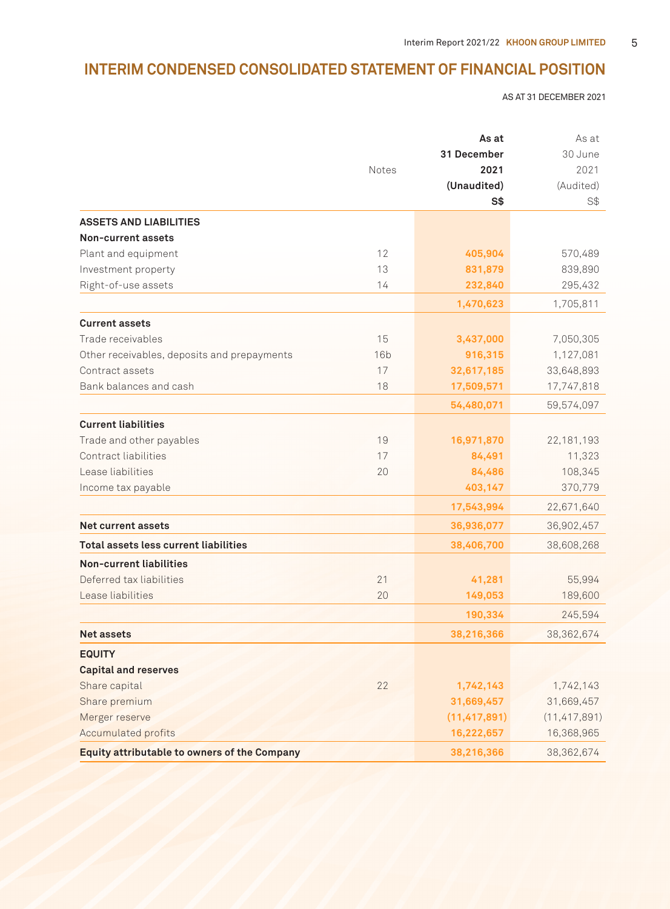# INTERIM CONDENSED CONSOLIDATED STATEMENT OF FINANCIAL POSITION

AS AT 31 DECEMBER 2021

| | Notes | As at 31 December 2021 (Unaudited) S$ | As at 30 June 2021 (Audited) S$ |
|---|---|---|---|
| **ASSETS AND LIABILITIES** | | | |
| **Non-current assets** | | | |
| Plant and equipment | 12 | 405,904 | 570,489 |
| Investment property | 13 | 831,879 | 839,890 |
| Right-of-use assets | 14 | 232,840 | 295,432 |
| | | 1,470,623 | 1,705,811 |
| **Current assets** | | | |
| Trade receivables | 15 | 3,437,000 | 7,050,305 |
| Other receivables, deposits and prepayments | 16b | 916,315 | 1,127,081 |
| Contract assets | 17 | 32,617,185 | 33,648,893 |
| Bank balances and cash | 18 | 17,509,571 | 17,747,818 |
| | | 54,480,071 | 59,574,097 |
| **Current liabilities** | | | |
| Trade and other payables | 19 | 16,971,870 | 22,181,193 |
| Contract liabilities | 17 | 84,491 | 11,323 |
| Lease liabilities | 20 | 84,486 | 108,345 |
| Income tax payable | | 403,147 | 370,779 |
| | | 17,543,994 | 22,671,640 |
| **Net current assets** | | 36,936,077 | 36,902,457 |
| **Total assets less current liabilities** | | 38,406,700 | 38,608,268 |
| **Non-current liabilities** | | | |
| Deferred tax liabilities | 21 | 41,281 | 55,994 |
| Lease liabilities | 20 | 149,053 | 189,600 |
| | | 190,334 | 245,594 |
| **Net assets** | | 38,216,366 | 38,362,674 |
| **EQUITY** | | | |
| **Capital and reserves** | | | |
| Share capital | 22 | 1,742,143 | 1,742,143 |
| Share premium | | 31,669,457 | 31,669,457 |
| Merger reserve | | (11,417,891) | (11,417,891) |
| Accumulated profits | | 16,222,657 | 16,368,965 |
| **Equity attributable to owners of the Company** | | 38,216,366 | 38,362,674 |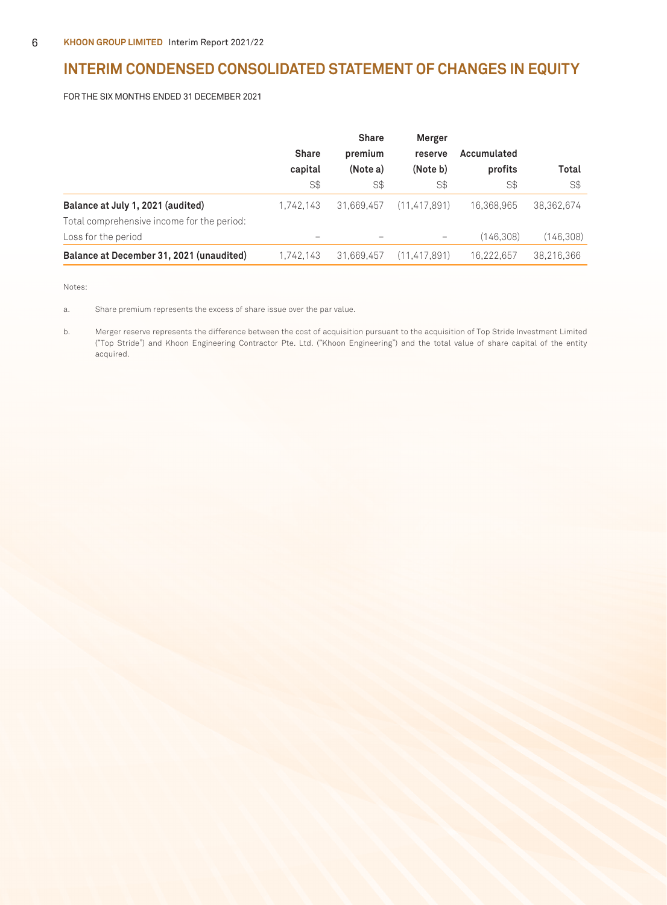# INTERIM CONDENSED CONSOLIDATED STATEMENT OF CHANGES IN EQUITY

FOR THE SIX MONTHS ENDED 31 DECEMBER 2021

| | Share capital | Share premium (Note a) | Merger reserve (Note b) | Accumulated profits | Total |
|---|---|---|---|---|---|
| | S$ | S$ | S$ | S$ | S$ |
| **Balance at July 1, 2021 (audited)** | 1,742,143 | 31,669,457 | (11,417,891) | 16,368,965 | 38,362,674 |
| Total comprehensive income for the period: | | | | | |
| Loss for the period | – | – | – | (146,308) | (146,308) |
| **Balance at December 31, 2021 (unaudited)** | 1,742,143 | 31,669,457 | (11,417,891) | 16,222,657 | 38,216,366 |

Notes:

a. Share premium represents the excess of share issue over the par value.

b. Merger reserve represents the difference between the cost of acquisition pursuant to the acquisition of Top Stride Investment Limited ("Top Stride") and Khoon Engineering Contractor Pte. Ltd. ("Khoon Engineering") and the total value of share capital of the entity acquired.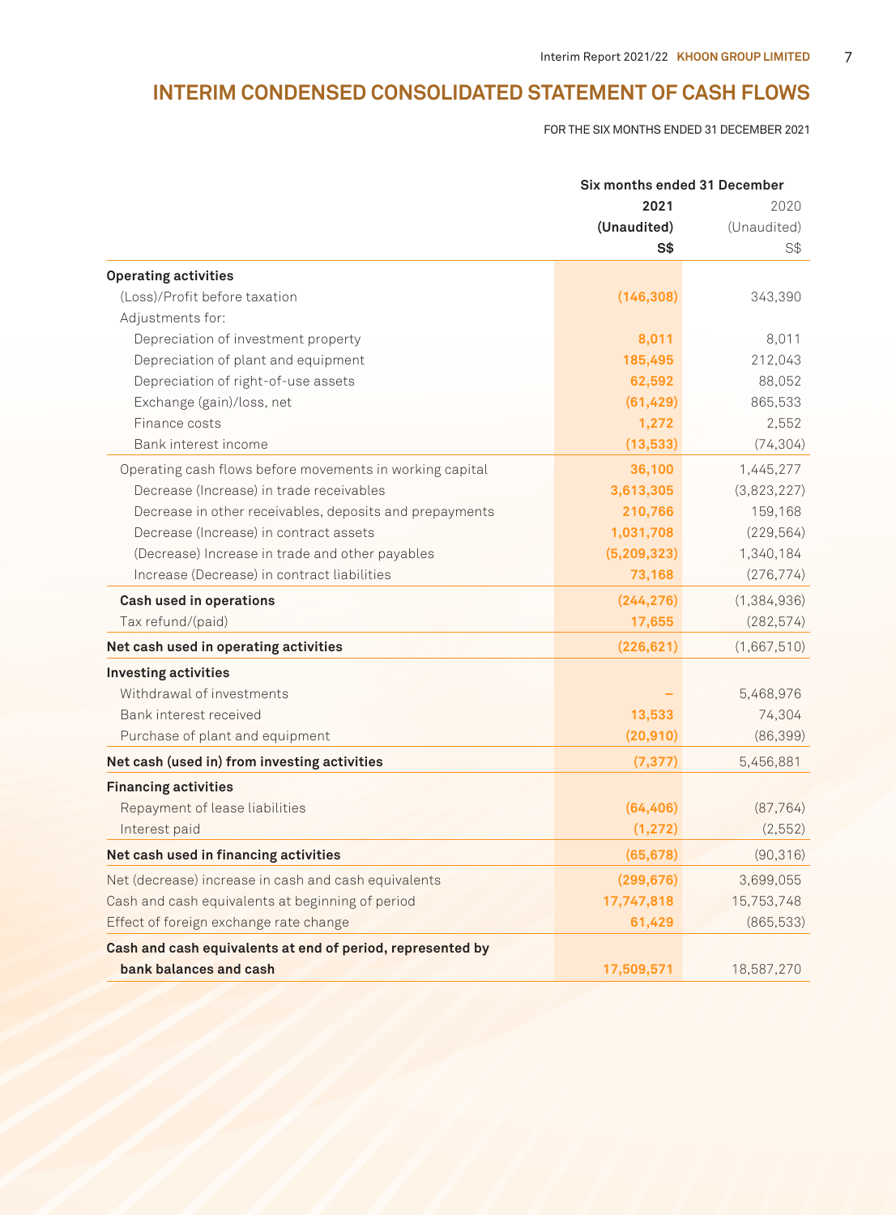# INTERIM CONDENSED CONSOLIDATED STATEMENT OF CASH FLOWS

FOR THE SIX MONTHS ENDED 31 DECEMBER 2021

| | Six months ended 31 December | |
|---|---|---|
| | **2021** | 2020 |
| | **(Unaudited)** | (Unaudited) |
| | **S$** | S$ |
| **Operating activities** | | |
| (Loss)/Profit before taxation | **(146,308)** | 343,390 |
| Adjustments for: | | |
| Depreciation of investment property | **8,011** | 8,011 |
| Depreciation of plant and equipment | **185,495** | 212,043 |
| Depreciation of right-of-use assets | **62,592** | 88,052 |
| Exchange (gain)/loss, net | **(61,429)** | 865,533 |
| Finance costs | **1,272** | 2,552 |
| Bank interest income | **(13,533)** | (74,304) |
| Operating cash flows before movements in working capital | **36,100** | 1,445,277 |
| Decrease (Increase) in trade receivables | **3,613,305** | (3,823,227) |
| Decrease in other receivables, deposits and prepayments | **210,766** | 159,168 |
| Decrease (Increase) in contract assets | **1,031,708** | (229,564) |
| (Decrease) Increase in trade and other payables | **(5,209,323)** | 1,340,184 |
| Increase (Decrease) in contract liabilities | **73,168** | (276,774) |
| **Cash used in operations** | **(244,276)** | (1,384,936) |
| Tax refund/(paid) | **17,655** | (282,574) |
| **Net cash used in operating activities** | **(226,621)** | (1,667,510) |
| **Investing activities** | | |
| Withdrawal of investments | **–** | 5,468,976 |
| Bank interest received | **13,533** | 74,304 |
| Purchase of plant and equipment | **(20,910)** | (86,399) |
| **Net cash (used in) from investing activities** | **(7,377)** | 5,456,881 |
| **Financing activities** | | |
| Repayment of lease liabilities | **(64,406)** | (87,764) |
| Interest paid | **(1,272)** | (2,552) |
| **Net cash used in financing activities** | **(65,678)** | (90,316) |
| Net (decrease) increase in cash and cash equivalents | **(299,676)** | 3,699,055 |
| Cash and cash equivalents at beginning of period | **17,747,818** | 15,753,748 |
| Effect of foreign exchange rate change | **61,429** | (865,533) |
| **Cash and cash equivalents at end of period, represented by bank balances and cash** | **17,509,571** | 18,587,270 |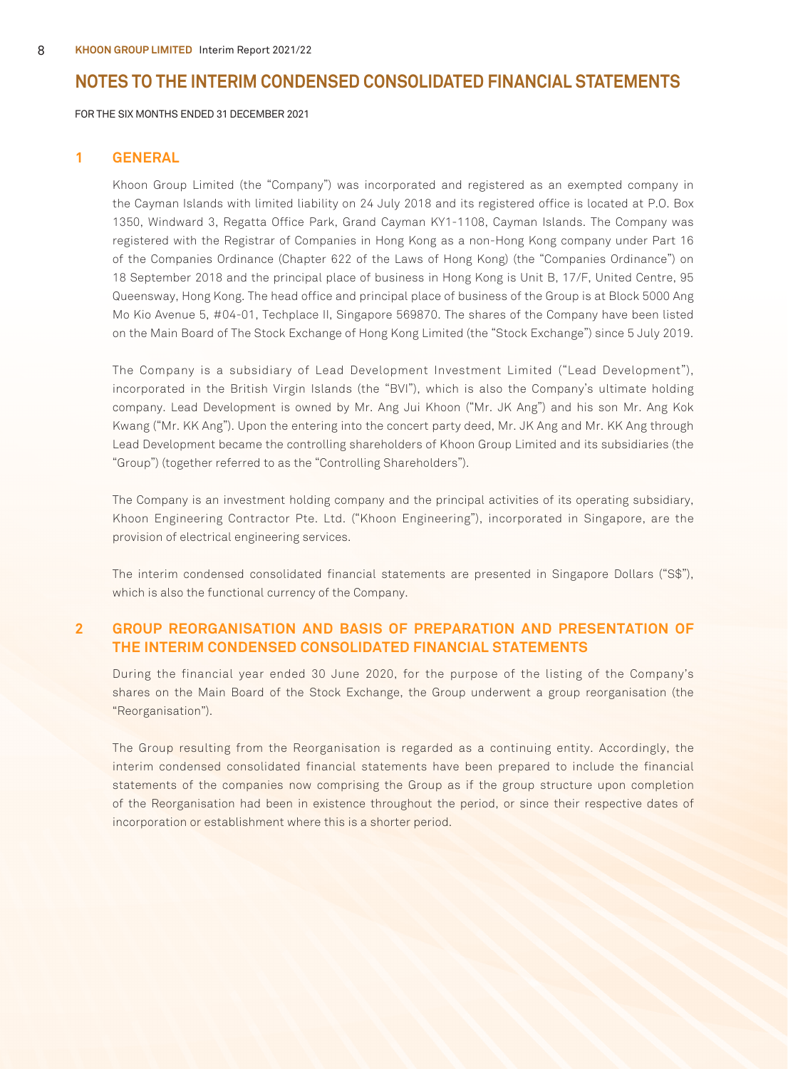# NOTES TO THE INTERIM CONDENSED CONSOLIDATED FINANCIAL STATEMENTS

FOR THE SIX MONTHS ENDED 31 DECEMBER 2021

## 1 GENERAL

Khoon Group Limited (the "Company") was incorporated and registered as an exempted company in the Cayman Islands with limited liability on 24 July 2018 and its registered office is located at P.O. Box 1350, Windward 3, Regatta Office Park, Grand Cayman KY1-1108, Cayman Islands. The Company was registered with the Registrar of Companies in Hong Kong as a non-Hong Kong company under Part 16 of the Companies Ordinance (Chapter 622 of the Laws of Hong Kong) (the "Companies Ordinance") on 18 September 2018 and the principal place of business in Hong Kong is Unit B, 17/F, United Centre, 95 Queensway, Hong Kong. The head office and principal place of business of the Group is at Block 5000 Ang Mo Kio Avenue 5, #04-01, Techplace II, Singapore 569870. The shares of the Company have been listed on the Main Board of The Stock Exchange of Hong Kong Limited (the "Stock Exchange") since 5 July 2019.

The Company is a subsidiary of Lead Development Investment Limited ("Lead Development"), incorporated in the British Virgin Islands (the "BVI"), which is also the Company's ultimate holding company. Lead Development is owned by Mr. Ang Jui Khoon ("Mr. JK Ang") and his son Mr. Ang Kok Kwang ("Mr. KK Ang"). Upon the entering into the concert party deed, Mr. JK Ang and Mr. KK Ang through Lead Development became the controlling shareholders of Khoon Group Limited and its subsidiaries (the "Group") (together referred to as the "Controlling Shareholders").

The Company is an investment holding company and the principal activities of its operating subsidiary, Khoon Engineering Contractor Pte. Ltd. ("Khoon Engineering"), incorporated in Singapore, are the provision of electrical engineering services.

The interim condensed consolidated financial statements are presented in Singapore Dollars ("S$"), which is also the functional currency of the Company.

## 2 GROUP REORGANISATION AND BASIS OF PREPARATION AND PRESENTATION OF THE INTERIM CONDENSED CONSOLIDATED FINANCIAL STATEMENTS

During the financial year ended 30 June 2020, for the purpose of the listing of the Company's shares on the Main Board of the Stock Exchange, the Group underwent a group reorganisation (the "Reorganisation").

The Group resulting from the Reorganisation is regarded as a continuing entity. Accordingly, the interim condensed consolidated financial statements have been prepared to include the financial statements of the companies now comprising the Group as if the group structure upon completion of the Reorganisation had been in existence throughout the period, or since their respective dates of incorporation or establishment where this is a shorter period.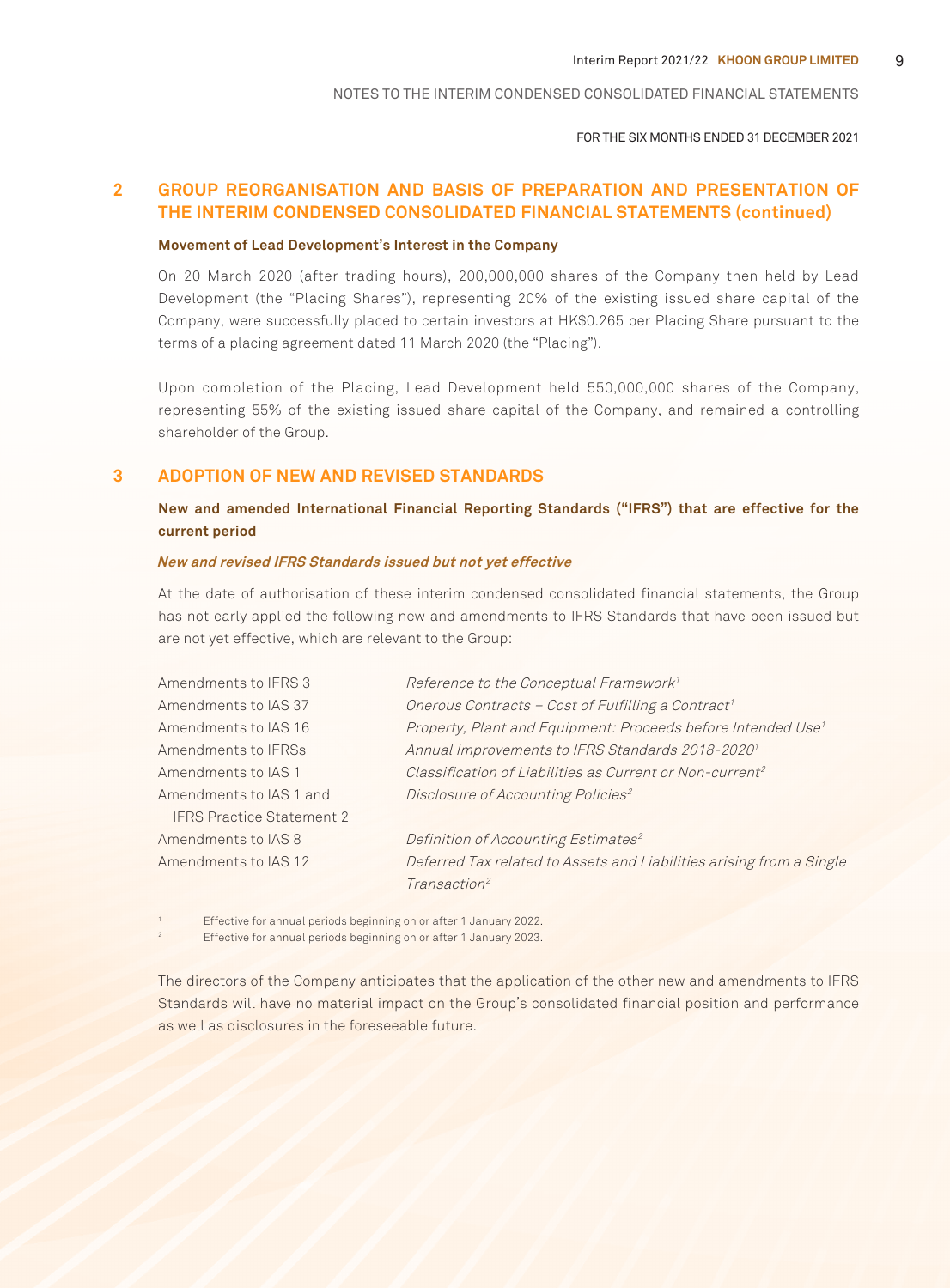## 2 GROUP REORGANISATION AND BASIS OF PREPARATION AND PRESENTATION OF THE INTERIM CONDENSED CONSOLIDATED FINANCIAL STATEMENTS (continued)

**Movement of Lead Development's Interest in the Company**

On 20 March 2020 (after trading hours), 200,000,000 shares of the Company then held by Lead Development (the "Placing Shares"), representing 20% of the existing issued share capital of the Company, were successfully placed to certain investors at HK$0.265 per Placing Share pursuant to the terms of a placing agreement dated 11 March 2020 (the "Placing").

Upon completion of the Placing, Lead Development held 550,000,000 shares of the Company, representing 55% of the existing issued share capital of the Company, and remained a controlling shareholder of the Group.

## 3 ADOPTION OF NEW AND REVISED STANDARDS

**New and amended International Financial Reporting Standards ("IFRS") that are effective for the current period**

***New and revised IFRS Standards issued but not yet effective***

At the date of authorisation of these interim condensed consolidated financial statements, the Group has not early applied the following new and amendments to IFRS Standards that have been issued but are not yet effective, which are relevant to the Group:

| | |
|---|---|
| Amendments to IFRS 3 | *Reference to the Conceptual Framework*[1] |
| Amendments to IAS 37 | *Onerous Contracts – Cost of Fulfilling a Contract*[1] |
| Amendments to IAS 16 | *Property, Plant and Equipment: Proceeds before Intended Use*[1] |
| Amendments to IFRSs | *Annual Improvements to IFRS Standards 2018-2020*[1] |
| Amendments to IAS 1 | *Classification of Liabilities as Current or Non-current*[2] |
| Amendments to IAS 1 and IFRS Practice Statement 2 | *Disclosure of Accounting Policies*[2] |
| Amendments to IAS 8 | *Definition of Accounting Estimates*[2] |
| Amendments to IAS 12 | *Deferred Tax related to Assets and Liabilities arising from a Single Transaction*[2] |

[1] Effective for annual periods beginning on or after 1 January 2022.

[2] Effective for annual periods beginning on or after 1 January 2023.

The directors of the Company anticipates that the application of the other new and amendments to IFRS Standards will have no material impact on the Group's consolidated financial position and performance as well as disclosures in the foreseeable future.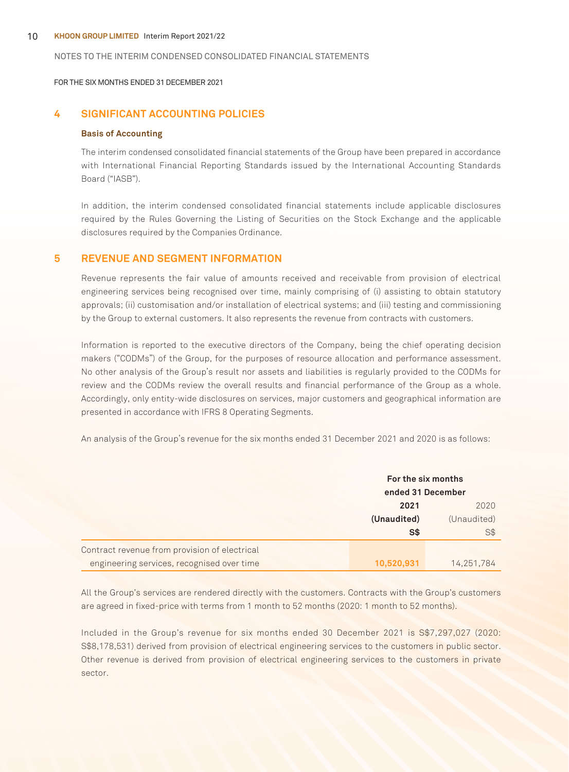NOTES TO THE INTERIM CONDENSED CONSOLIDATED FINANCIAL STATEMENTS

FOR THE SIX MONTHS ENDED 31 DECEMBER 2021

## 4 SIGNIFICANT ACCOUNTING POLICIES

### Basis of Accounting

The interim condensed consolidated financial statements of the Group have been prepared in accordance with International Financial Reporting Standards issued by the International Accounting Standards Board ("IASB").

In addition, the interim condensed consolidated financial statements include applicable disclosures required by the Rules Governing the Listing of Securities on the Stock Exchange and the applicable disclosures required by the Companies Ordinance.

## 5 REVENUE AND SEGMENT INFORMATION

Revenue represents the fair value of amounts received and receivable from provision of electrical engineering services being recognised over time, mainly comprising of (i) assisting to obtain statutory approvals; (ii) customisation and/or installation of electrical systems; and (iii) testing and commissioning by the Group to external customers. It also represents the revenue from contracts with customers.

Information is reported to the executive directors of the Company, being the chief operating decision makers ("CODMs") of the Group, for the purposes of resource allocation and performance assessment. No other analysis of the Group's result nor assets and liabilities is regularly provided to the CODMs for review and the CODMs review the overall results and financial performance of the Group as a whole. Accordingly, only entity-wide disclosures on services, major customers and geographical information are presented in accordance with IFRS 8 Operating Segments.

An analysis of the Group's revenue for the six months ended 31 December 2021 and 2020 is as follows:

| | For the six months ended 31 December | |
|---|---|---|
| | **2021** | 2020 |
| | **(Unaudited)** | (Unaudited) |
| | **S$** | S$ |
| Contract revenue from provision of electrical engineering services, recognised over time | **10,520,931** | 14,251,784 |

All the Group's services are rendered directly with the customers. Contracts with the Group's customers are agreed in fixed-price with terms from 1 month to 52 months (2020: 1 month to 52 months).

Included in the Group's revenue for six months ended 30 December 2021 is S$7,297,027 (2020: S$8,178,531) derived from provision of electrical engineering services to the customers in public sector. Other revenue is derived from provision of electrical engineering services to the customers in private sector.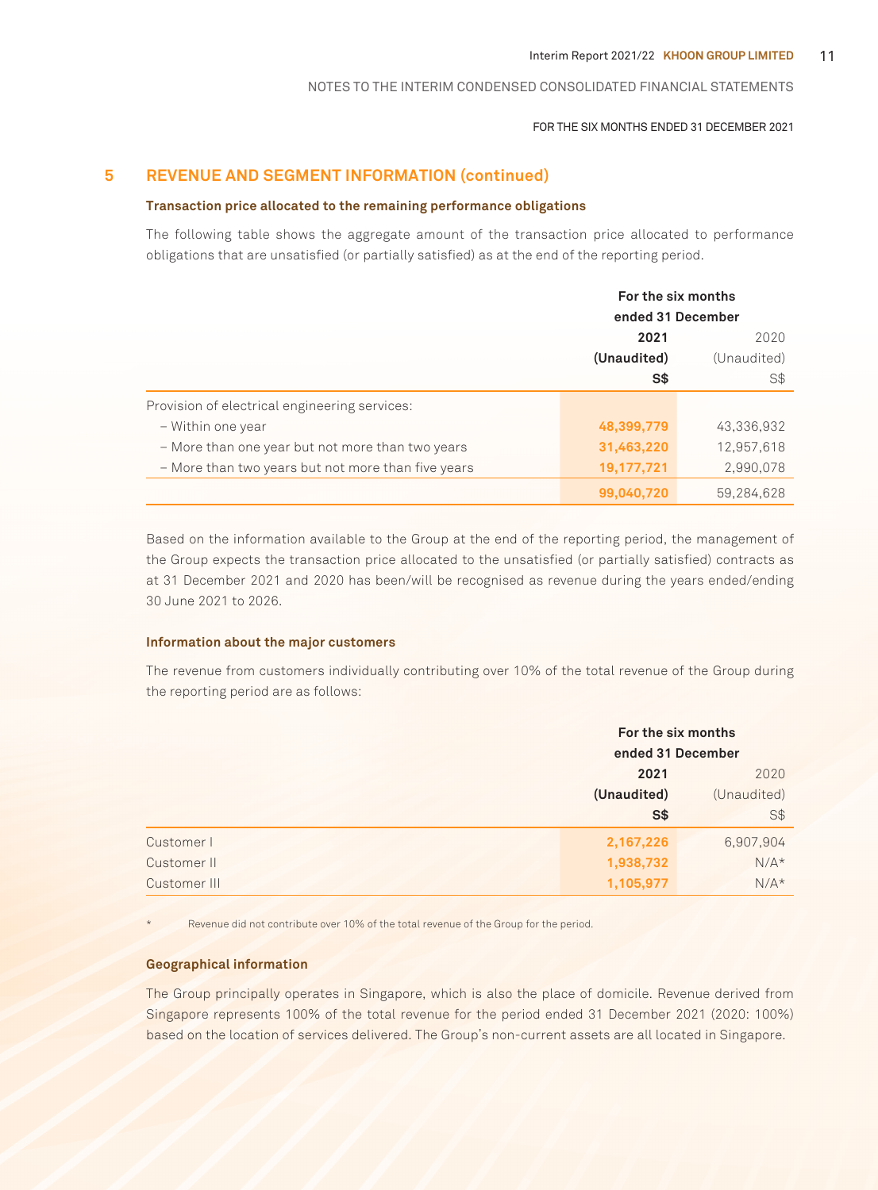## 5 REVENUE AND SEGMENT INFORMATION (continued)

### Transaction price allocated to the remaining performance obligations

The following table shows the aggregate amount of the transaction price allocated to performance obligations that are unsatisfied (or partially satisfied) as at the end of the reporting period.

| | For the six months ended 31 December | |
|---|---|---|
| | **2021** | 2020 |
| | **(Unaudited)** | (Unaudited) |
| | **S$** | S$ |
| Provision of electrical engineering services: | | |
| – Within one year | **48,399,779** | 43,336,932 |
| – More than one year but not more than two years | **31,463,220** | 12,957,618 |
| – More than two years but not more than five years | **19,177,721** | 2,990,078 |
| | **99,040,720** | 59,284,628 |

Based on the information available to the Group at the end of the reporting period, the management of the Group expects the transaction price allocated to the unsatisfied (or partially satisfied) contracts as at 31 December 2021 and 2020 has been/will be recognised as revenue during the years ended/ending 30 June 2021 to 2026.

### Information about the major customers

The revenue from customers individually contributing over 10% of the total revenue of the Group during the reporting period are as follows:

| | For the six months ended 31 December | |
|---|---|---|
| | **2021** | 2020 |
| | **(Unaudited)** | (Unaudited) |
| | **S$** | S$ |
| Customer I | **2,167,226** | 6,907,904 |
| Customer II | **1,938,732** | N/A* |
| Customer III | **1,105,977** | N/A* |

\* Revenue did not contribute over 10% of the total revenue of the Group for the period.

### Geographical information

The Group principally operates in Singapore, which is also the place of domicile. Revenue derived from Singapore represents 100% of the total revenue for the period ended 31 December 2021 (2020: 100%) based on the location of services delivered. The Group's non-current assets are all located in Singapore.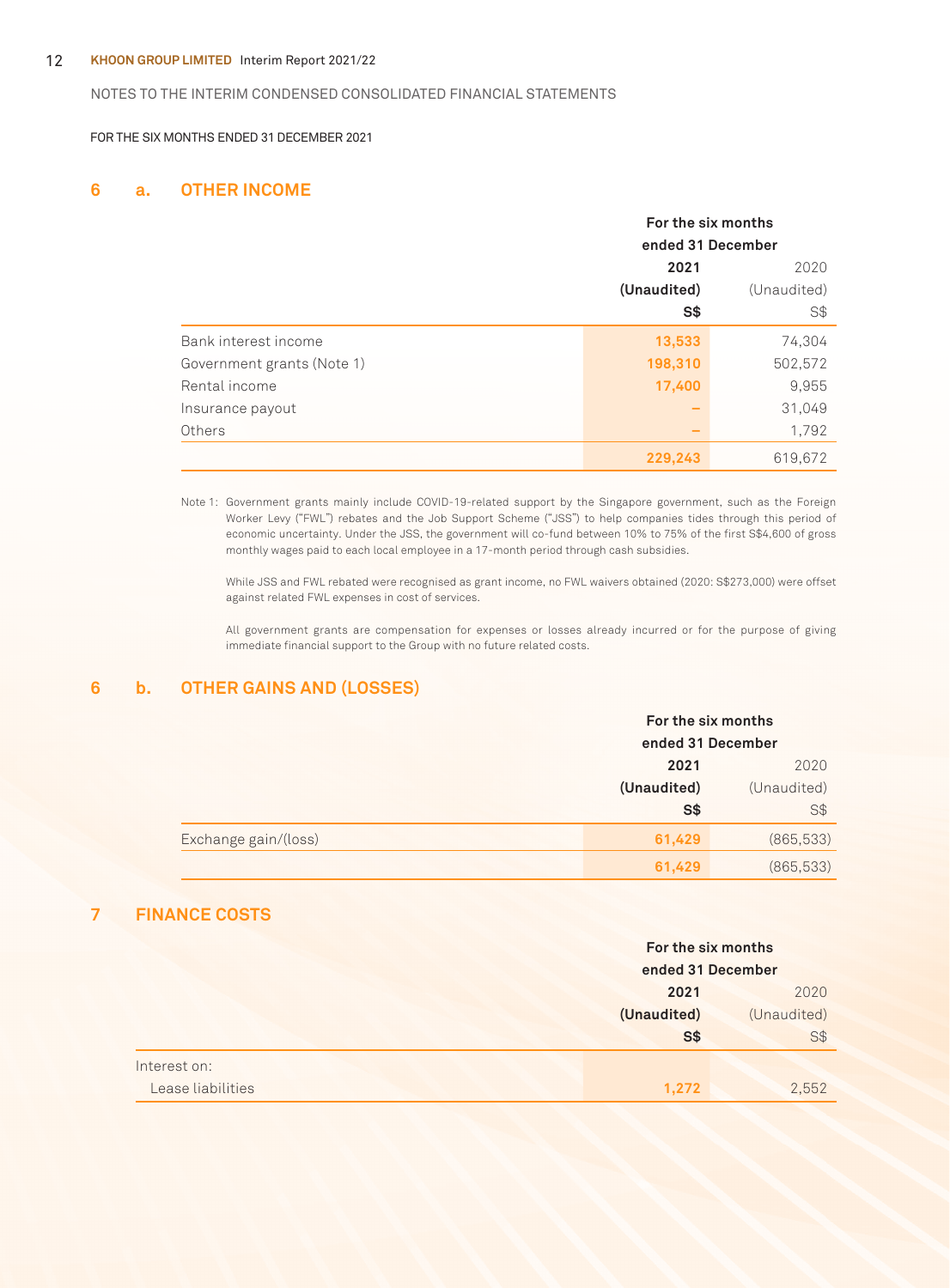NOTES TO THE INTERIM CONDENSED CONSOLIDATED FINANCIAL STATEMENTS

FOR THE SIX MONTHS ENDED 31 DECEMBER 2021

## 6 a. OTHER INCOME

| | For the six months ended 31 December | |
|---|---|---|
| | **2021** | 2020 |
| | **(Unaudited)** | (Unaudited) |
| | **S$** | S$ |
| Bank interest income | **13,533** | 74,304 |
| Government grants (Note 1) | **198,310** | 502,572 |
| Rental income | **17,400** | 9,955 |
| Insurance payout | **–** | 31,049 |
| Others | **–** | 1,792 |
| | **229,243** | 619,672 |

Note 1: Government grants mainly include COVID-19-related support by the Singapore government, such as the Foreign Worker Levy ("FWL") rebates and the Job Support Scheme ("JSS") to help companies tides through this period of economic uncertainty. Under the JSS, the government will co-fund between 10% to 75% of the first S$4,600 of gross monthly wages paid to each local employee in a 17-month period through cash subsidies.

While JSS and FWL rebated were recognised as grant income, no FWL waivers obtained (2020: S$273,000) were offset against related FWL expenses in cost of services.

All government grants are compensation for expenses or losses already incurred or for the purpose of giving immediate financial support to the Group with no future related costs.

## 6 b. OTHER GAINS AND (LOSSES)

| | For the six months ended 31 December | |
|---|---|---|
| | **2021** | 2020 |
| | **(Unaudited)** | (Unaudited) |
| | **S$** | S$ |
| Exchange gain/(loss) | **61,429** | (865,533) |
| | **61,429** | (865,533) |

## 7 FINANCE COSTS

| | For the six months ended 31 December | |
|---|---|---|
| | **2021** | 2020 |
| | **(Unaudited)** | (Unaudited) |
| | **S$** | S$ |
| Interest on: | | |
| Lease liabilities | **1,272** | 2,552 |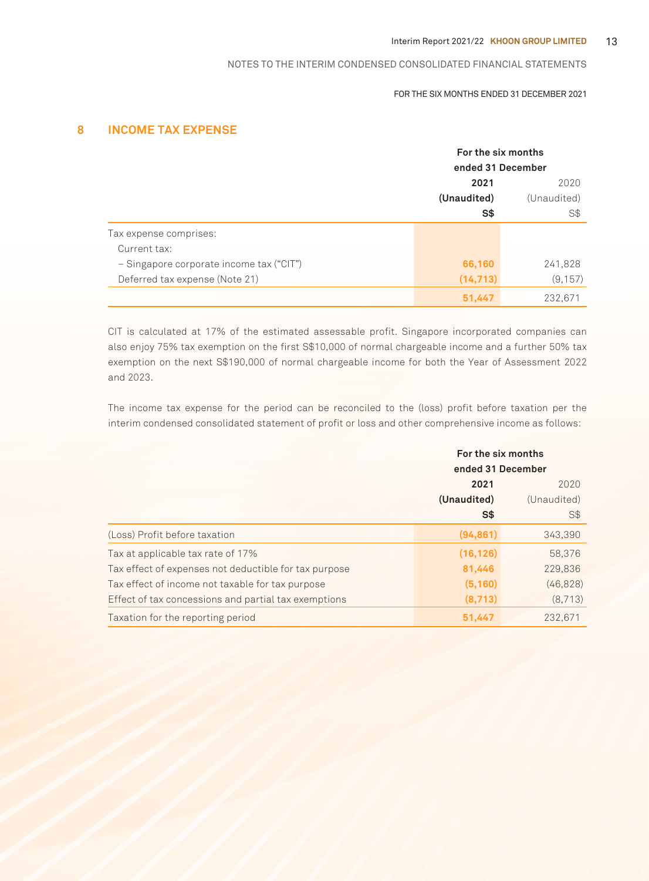## 8 INCOME TAX EXPENSE

| | For the six months ended 31 December | |
|---|---|---|
| | **2021** | 2020 |
| | **(Unaudited)** | (Unaudited) |
| | **S$** | S$ |
| Tax expense comprises: | | |
| Current tax: | | |
| – Singapore corporate income tax ("CIT") | **66,160** | 241,828 |
| Deferred tax expense (Note 21) | **(14,713)** | (9,157) |
| | **51,447** | 232,671 |

CIT is calculated at 17% of the estimated assessable profit. Singapore incorporated companies can also enjoy 75% tax exemption on the first S$10,000 of normal chargeable income and a further 50% tax exemption on the next S$190,000 of normal chargeable income for both the Year of Assessment 2022 and 2023.

The income tax expense for the period can be reconciled to the (loss) profit before taxation per the interim condensed consolidated statement of profit or loss and other comprehensive income as follows:

| | For the six months ended 31 December | |
|---|---|---|
| | **2021** | 2020 |
| | **(Unaudited)** | (Unaudited) |
| | **S$** | S$ |
| (Loss) Profit before taxation | **(94,861)** | 343,390 |
| Tax at applicable tax rate of 17% | **(16,126)** | 58,376 |
| Tax effect of expenses not deductible for tax purpose | **81,446** | 229,836 |
| Tax effect of income not taxable for tax purpose | **(5,160)** | (46,828) |
| Effect of tax concessions and partial tax exemptions | **(8,713)** | (8,713) |
| Taxation for the reporting period | **51,447** | 232,671 |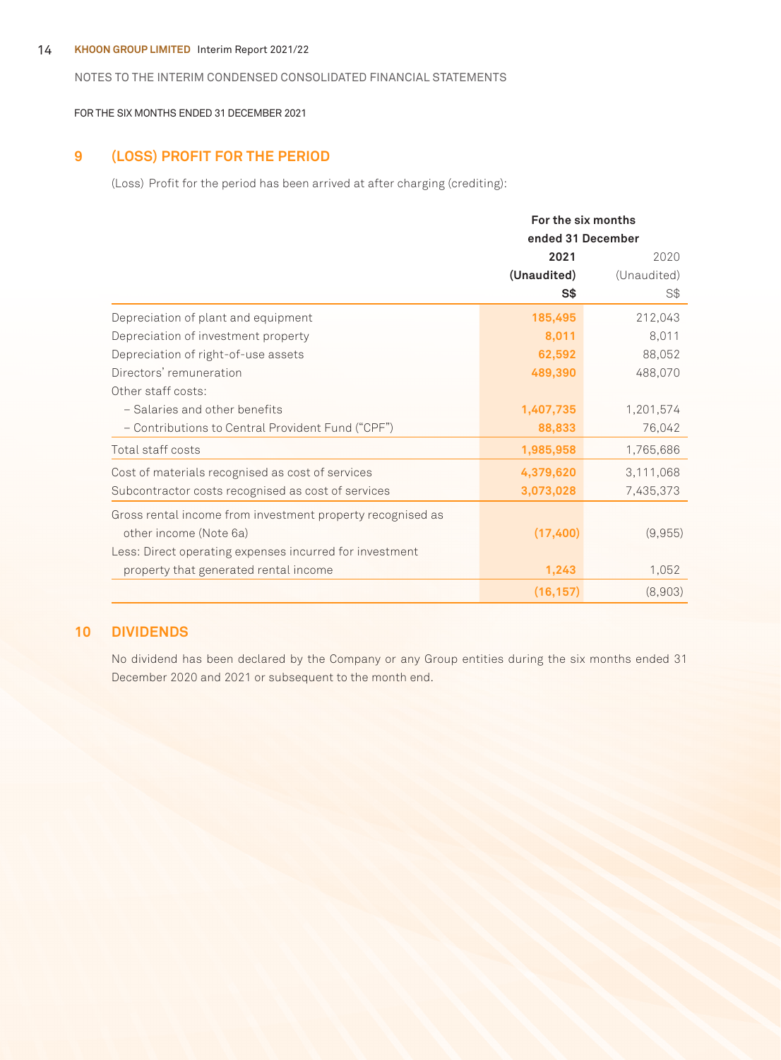NOTES TO THE INTERIM CONDENSED CONSOLIDATED FINANCIAL STATEMENTS

FOR THE SIX MONTHS ENDED 31 DECEMBER 2021

## 9 (LOSS) PROFIT FOR THE PERIOD

(Loss) Profit for the period has been arrived at after charging (crediting):

| | For the six months ended 31 December | |
|---|---|---|
| | **2021** | 2020 |
| | **(Unaudited)** | (Unaudited) |
| | **S$** | S$ |
| Depreciation of plant and equipment | **185,495** | 212,043 |
| Depreciation of investment property | **8,011** | 8,011 |
| Depreciation of right-of-use assets | **62,592** | 88,052 |
| Directors' remuneration | **489,390** | 488,070 |
| Other staff costs: | | |
| – Salaries and other benefits | **1,407,735** | 1,201,574 |
| – Contributions to Central Provident Fund ("CPF") | **88,833** | 76,042 |
| Total staff costs | **1,985,958** | 1,765,686 |
| Cost of materials recognised as cost of services | **4,379,620** | 3,111,068 |
| Subcontractor costs recognised as cost of services | **3,073,028** | 7,435,373 |
| Gross rental income from investment property recognised as other income (Note 6a) | **(17,400)** | (9,955) |
| Less: Direct operating expenses incurred for investment property that generated rental income | **1,243** | 1,052 |
| | **(16,157)** | (8,903) |

## 10 DIVIDENDS

No dividend has been declared by the Company or any Group entities during the six months ended 31 December 2020 and 2021 or subsequent to the month end.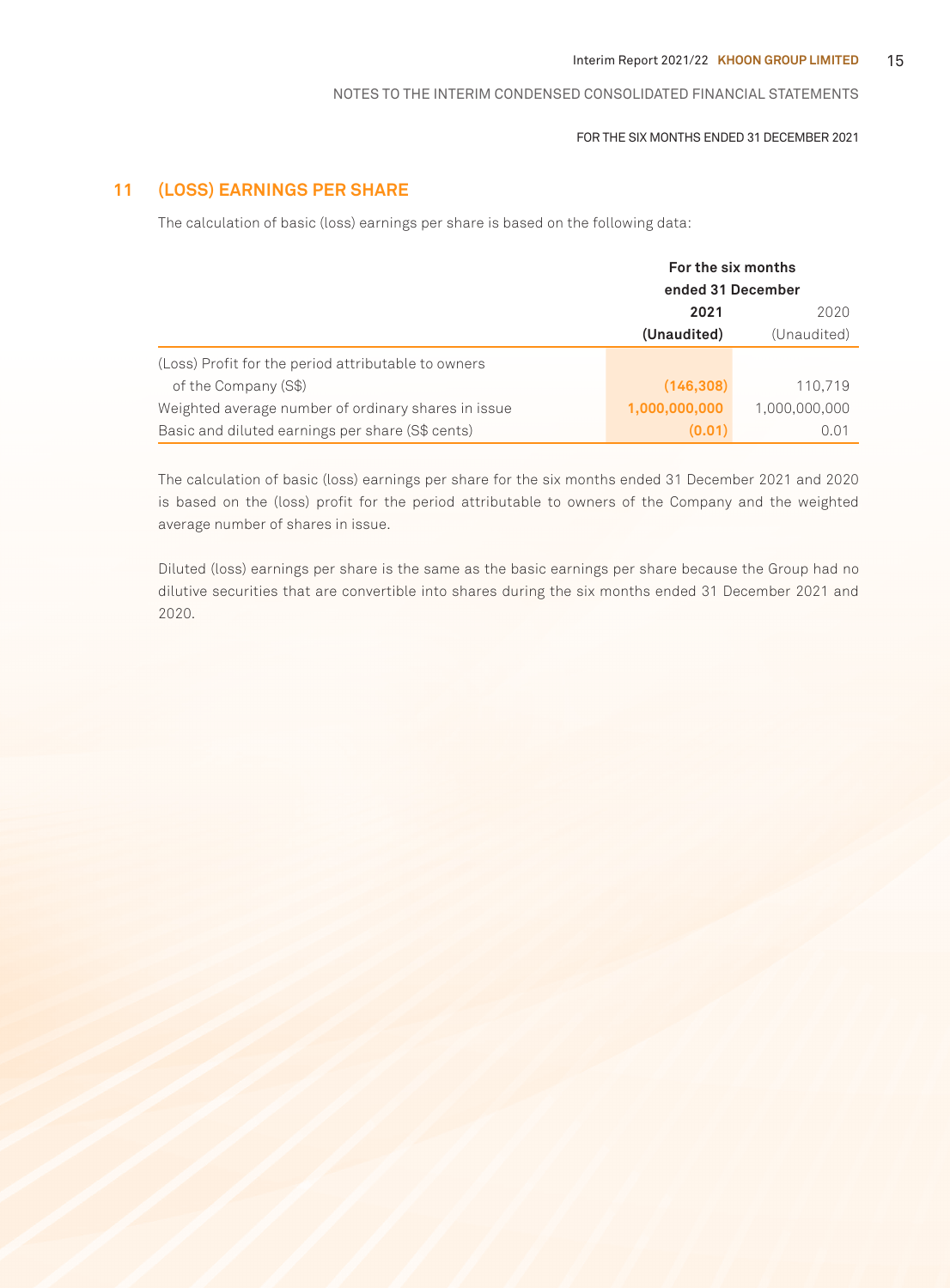## 11 (LOSS) EARNINGS PER SHARE

The calculation of basic (loss) earnings per share is based on the following data:

| | For the six months ended 31 December | |
|---|---|---|
| | **2021** | 2020 |
| | **(Unaudited)** | (Unaudited) |
| (Loss) Profit for the period attributable to owners of the Company (S$) | **(146,308)** | 110,719 |
| Weighted average number of ordinary shares in issue | **1,000,000,000** | 1,000,000,000 |
| Basic and diluted earnings per share (S$ cents) | **(0.01)** | 0.01 |

The calculation of basic (loss) earnings per share for the six months ended 31 December 2021 and 2020 is based on the (loss) profit for the period attributable to owners of the Company and the weighted average number of shares in issue.

Diluted (loss) earnings per share is the same as the basic earnings per share because the Group had no dilutive securities that are convertible into shares during the six months ended 31 December 2021 and 2020.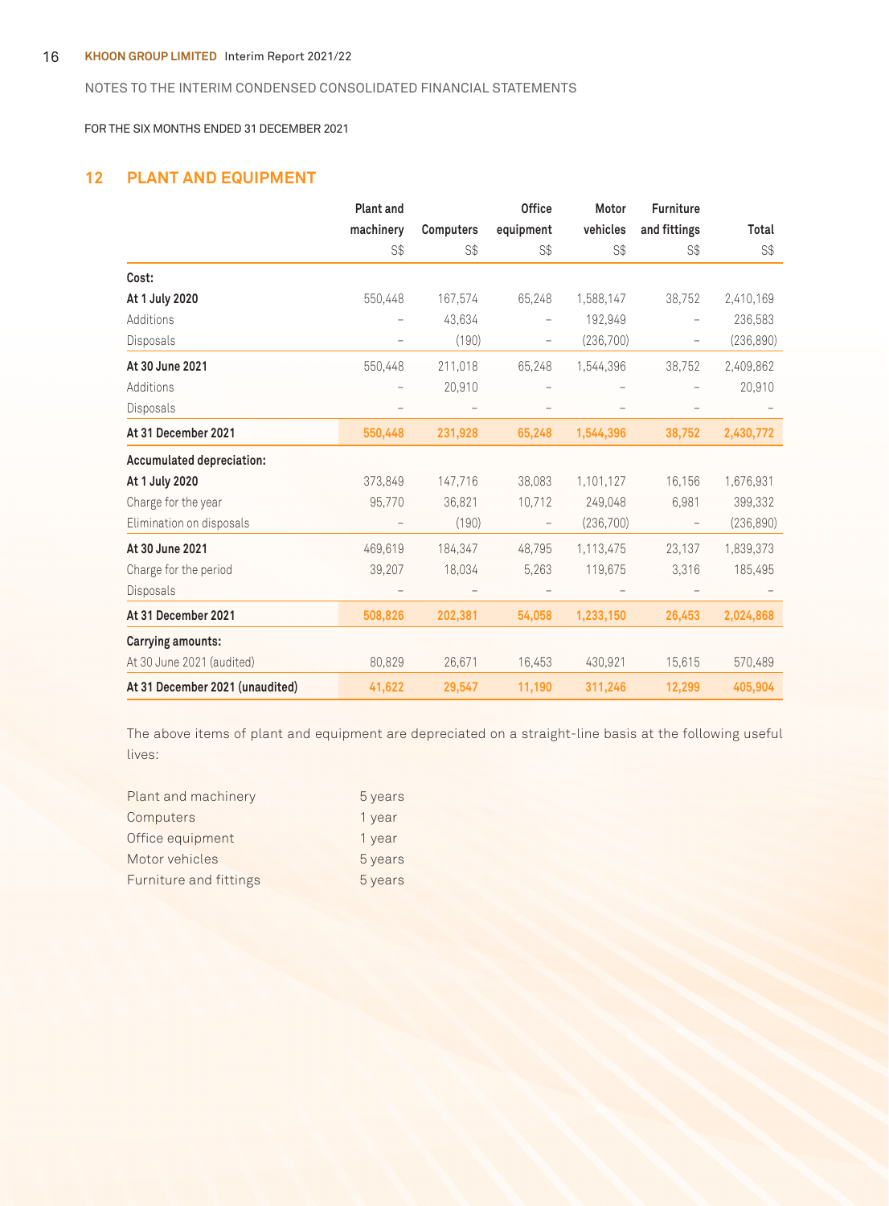NOTES TO THE INTERIM CONDENSED CONSOLIDATED FINANCIAL STATEMENTS

FOR THE SIX MONTHS ENDED 31 DECEMBER 2021

## 12 PLANT AND EQUIPMENT

| | Plant and machinery | Computers | Office equipment | Motor vehicles | Furniture and fittings | Total |
|---|---|---|---|---|---|---|
| | S$ | S$ | S$ | S$ | S$ | S$ |
| **Cost:** | | | | | | |
| **At 1 July 2020** | 550,448 | 167,574 | 65,248 | 1,588,147 | 38,752 | 2,410,169 |
| Additions | – | 43,634 | – | 192,949 | – | 236,583 |
| Disposals | – | (190) | – | (236,700) | – | (236,890) |
| **At 30 June 2021** | 550,448 | 211,018 | 65,248 | 1,544,396 | 38,752 | 2,409,862 |
| Additions | – | 20,910 | – | – | – | 20,910 |
| Disposals | – | – | – | – | – | – |
| **At 31 December 2021** | **550,448** | **231,928** | **65,248** | **1,544,396** | **38,752** | **2,430,772** |
| **Accumulated depreciation:** | | | | | | |
| **At 1 July 2020** | 373,849 | 147,716 | 38,083 | 1,101,127 | 16,156 | 1,676,931 |
| Charge for the year | 95,770 | 36,821 | 10,712 | 249,048 | 6,981 | 399,332 |
| Elimination on disposals | – | (190) | – | (236,700) | – | (236,890) |
| **At 30 June 2021** | 469,619 | 184,347 | 48,795 | 1,113,475 | 23,137 | 1,839,373 |
| Charge for the period | 39,207 | 18,034 | 5,263 | 119,675 | 3,316 | 185,495 |
| Disposals | – | – | – | – | – | – |
| **At 31 December 2021** | **508,826** | **202,381** | **54,058** | **1,233,150** | **26,453** | **2,024,868** |
| **Carrying amounts:** | | | | | | |
| At 30 June 2021 (audited) | 80,829 | 26,671 | 16,453 | 430,921 | 15,615 | 570,489 |
| **At 31 December 2021 (unaudited)** | **41,622** | **29,547** | **11,190** | **311,246** | **12,299** | **405,904** |

The above items of plant and equipment are depreciated on a straight-line basis at the following useful lives:

| | |
|---|---|
| Plant and machinery | 5 years |
| Computers | 1 year |
| Office equipment | 1 year |
| Motor vehicles | 5 years |
| Furniture and fittings | 5 years |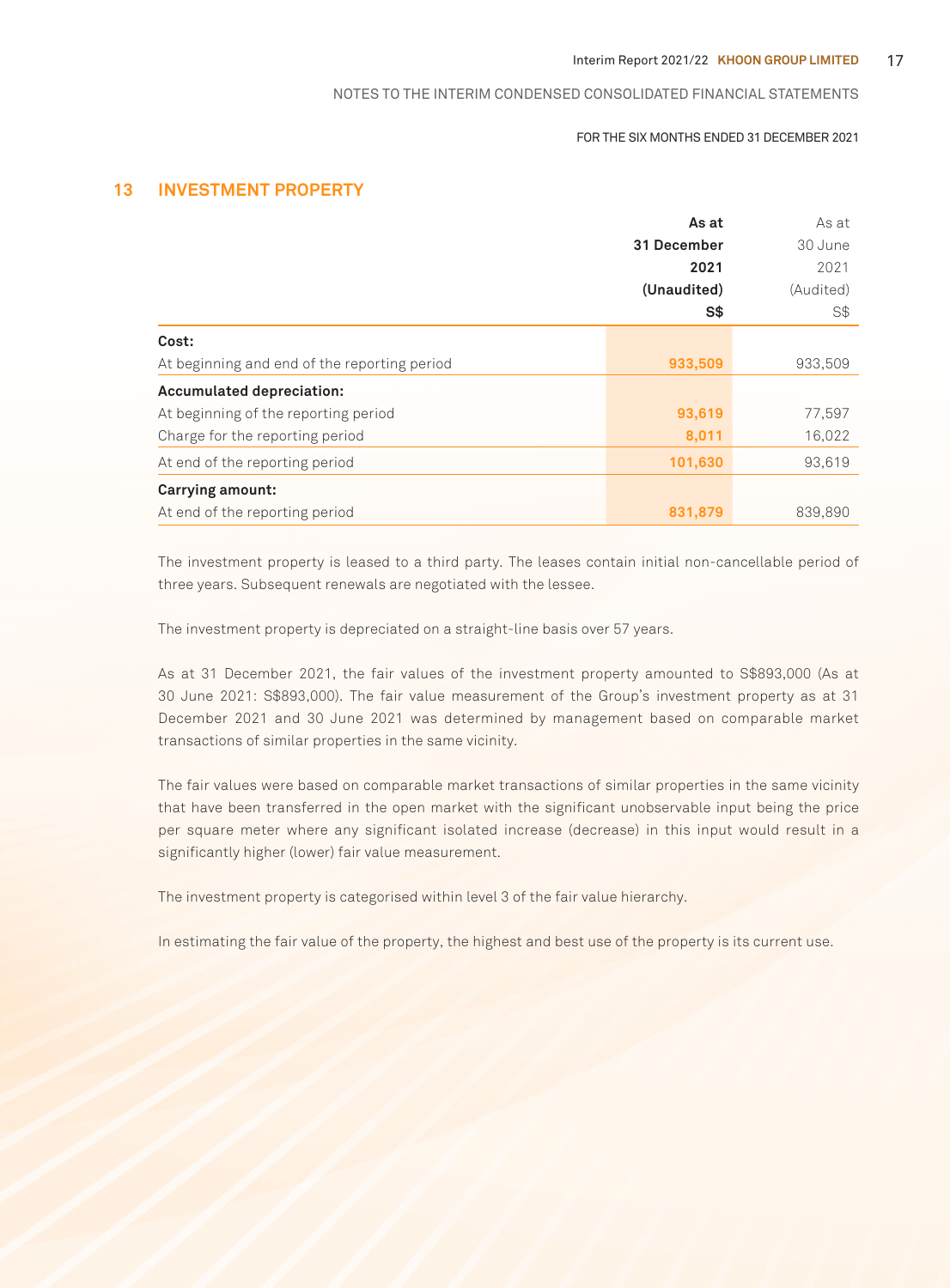## 13 INVESTMENT PROPERTY

| | As at 31 December 2021 (Unaudited) S$ | As at 30 June 2021 (Audited) S$ |
|---|---|---|
| **Cost:** | | |
| At beginning and end of the reporting period | **933,509** | 933,509 |
| **Accumulated depreciation:** | | |
| At beginning of the reporting period | **93,619** | 77,597 |
| Charge for the reporting period | **8,011** | 16,022 |
| At end of the reporting period | **101,630** | 93,619 |
| **Carrying amount:** | | |
| At end of the reporting period | **831,879** | 839,890 |

The investment property is leased to a third party. The leases contain initial non-cancellable period of three years. Subsequent renewals are negotiated with the lessee.

The investment property is depreciated on a straight-line basis over 57 years.

As at 31 December 2021, the fair values of the investment property amounted to S$893,000 (As at 30 June 2021: S$893,000). The fair value measurement of the Group's investment property as at 31 December 2021 and 30 June 2021 was determined by management based on comparable market transactions of similar properties in the same vicinity.

The fair values were based on comparable market transactions of similar properties in the same vicinity that have been transferred in the open market with the significant unobservable input being the price per square meter where any significant isolated increase (decrease) in this input would result in a significantly higher (lower) fair value measurement.

The investment property is categorised within level 3 of the fair value hierarchy.

In estimating the fair value of the property, the highest and best use of the property is its current use.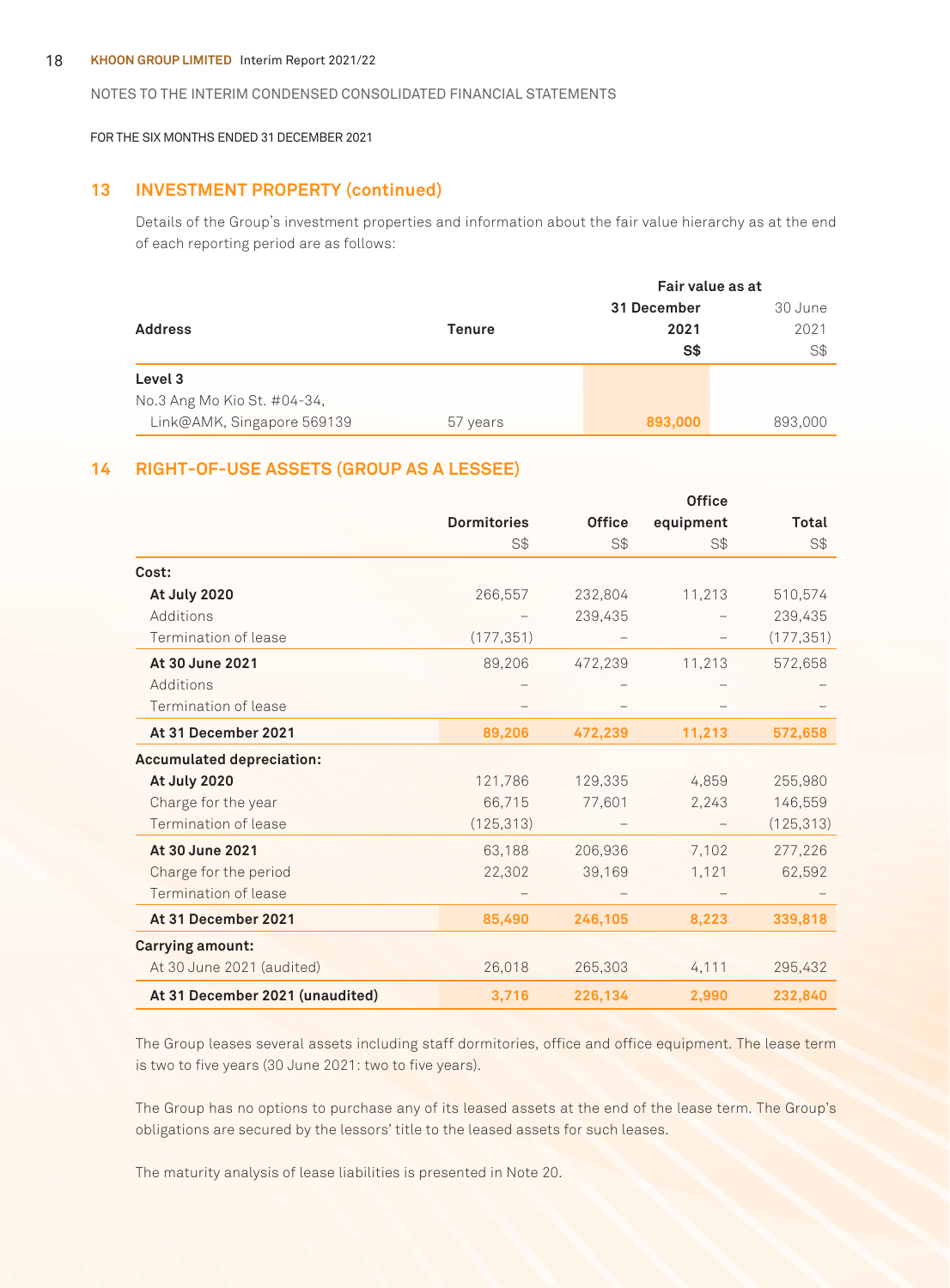NOTES TO THE INTERIM CONDENSED CONSOLIDATED FINANCIAL STATEMENTS

FOR THE SIX MONTHS ENDED 31 DECEMBER 2021

## 13 INVESTMENT PROPERTY (continued)

Details of the Group's investment properties and information about the fair value hierarchy as at the end of each reporting period are as follows:

| Address | Tenure | Fair value as at 31 December 2021 S$ | Fair value as at 30 June 2021 S$ |
|---|---|---|---|
| **Level 3** | | | |
| No.3 Ang Mo Kio St. #04-34, Link@AMK, Singapore 569139 | 57 years | 893,000 | 893,000 |

## 14 RIGHT-OF-USE ASSETS (GROUP AS A LESSEE)

| | Dormitories S$ | Office S$ | Office equipment S$ | Total S$ |
|---|---|---|---|---|
| **Cost:** | | | | |
| **At July 2020** | 266,557 | 232,804 | 11,213 | 510,574 |
| Additions | – | 239,435 | – | 239,435 |
| Termination of lease | (177,351) | – | – | (177,351) |
| **At 30 June 2021** | 89,206 | 472,239 | 11,213 | 572,658 |
| Additions | – | – | – | – |
| Termination of lease | – | – | – | – |
| **At 31 December 2021** | **89,206** | **472,239** | **11,213** | **572,658** |
| **Accumulated depreciation:** | | | | |
| **At July 2020** | 121,786 | 129,335 | 4,859 | 255,980 |
| Charge for the year | 66,715 | 77,601 | 2,243 | 146,559 |
| Termination of lease | (125,313) | – | – | (125,313) |
| **At 30 June 2021** | 63,188 | 206,936 | 7,102 | 277,226 |
| Charge for the period | 22,302 | 39,169 | 1,121 | 62,592 |
| Termination of lease | – | – | – | – |
| **At 31 December 2021** | **85,490** | **246,105** | **8,223** | **339,818** |
| **Carrying amount:** | | | | |
| At 30 June 2021 (audited) | 26,018 | 265,303 | 4,111 | 295,432 |
| **At 31 December 2021 (unaudited)** | **3,716** | **226,134** | **2,990** | **232,840** |

The Group leases several assets including staff dormitories, office and office equipment. The lease term is two to five years (30 June 2021: two to five years).

The Group has no options to purchase any of its leased assets at the end of the lease term. The Group's obligations are secured by the lessors' title to the leased assets for such leases.

The maturity analysis of lease liabilities is presented in Note 20.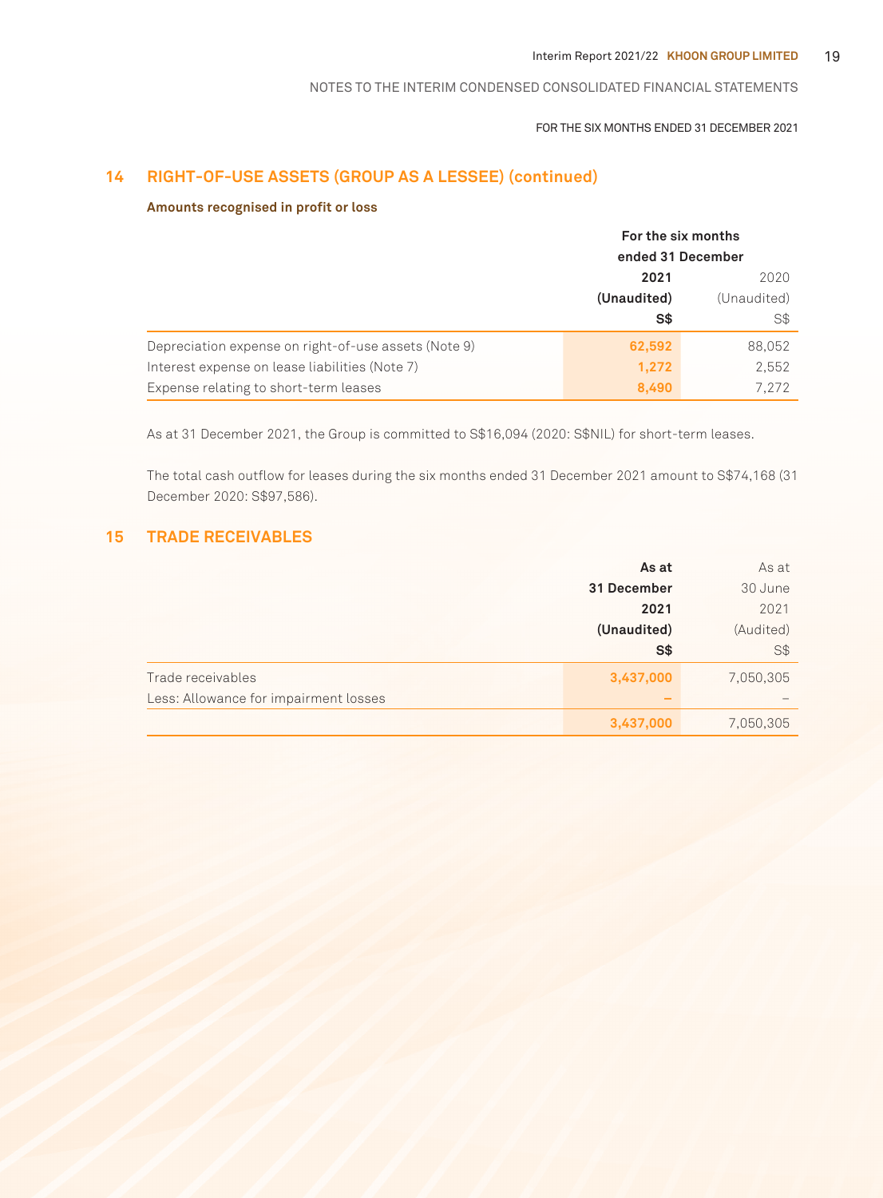NOTES TO THE INTERIM CONDENSED CONSOLIDATED FINANCIAL STATEMENTS

FOR THE SIX MONTHS ENDED 31 DECEMBER 2021

## 14 RIGHT-OF-USE ASSETS (GROUP AS A LESSEE) (continued)

**Amounts recognised in profit or loss**

| | For the six months ended 31 December | |
|---|---|---|
| | **2021** | 2020 |
| | **(Unaudited)** | (Unaudited) |
| | **S$** | S$ |
| Depreciation expense on right-of-use assets (Note 9) | **62,592** | 88,052 |
| Interest expense on lease liabilities (Note 7) | **1,272** | 2,552 |
| Expense relating to short-term leases | **8,490** | 7,272 |

As at 31 December 2021, the Group is committed to S$16,094 (2020: S$NIL) for short-term leases.

The total cash outflow for leases during the six months ended 31 December 2021 amount to S$74,168 (31 December 2020: S$97,586).

## 15 TRADE RECEIVABLES

| | **As at 31 December 2021** | As at 30 June 2021 |
|---|---|---|
| | **(Unaudited)** | (Audited) |
| | **S$** | S$ |
| Trade receivables | **3,437,000** | 7,050,305 |
| Less: Allowance for impairment losses | **–** | – |
| | **3,437,000** | 7,050,305 |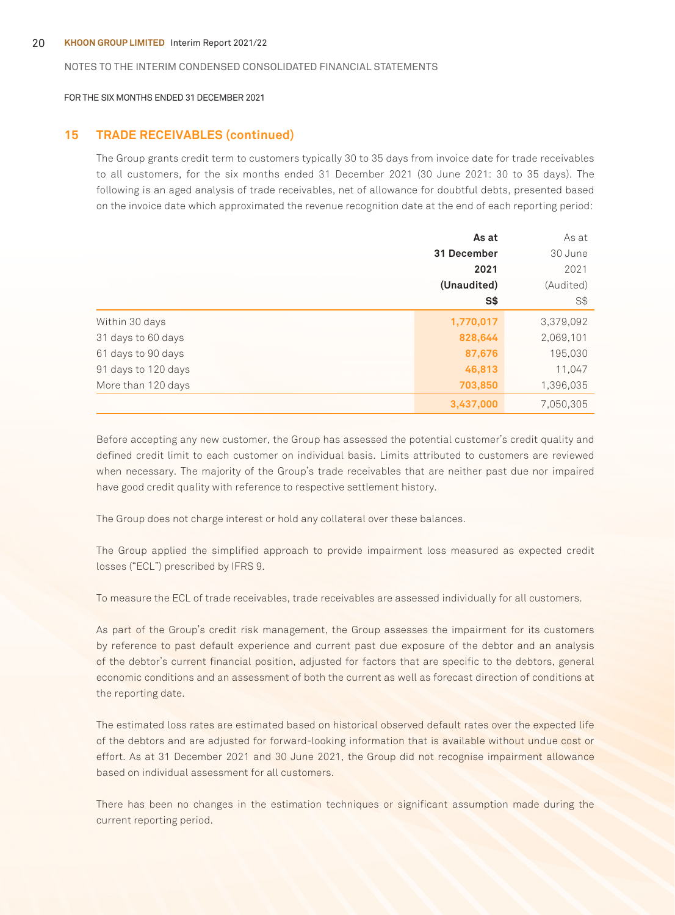NOTES TO THE INTERIM CONDENSED CONSOLIDATED FINANCIAL STATEMENTS

FOR THE SIX MONTHS ENDED 31 DECEMBER 2021

## 15 TRADE RECEIVABLES (continued)

The Group grants credit term to customers typically 30 to 35 days from invoice date for trade receivables to all customers, for the six months ended 31 December 2021 (30 June 2021: 30 to 35 days). The following is an aged analysis of trade receivables, net of allowance for doubtful debts, presented based on the invoice date which approximated the revenue recognition date at the end of each reporting period:

| | **As at 31 December 2021 (Unaudited) S$** | As at 30 June 2021 (Audited) S$ |
|---|---|---|
| Within 30 days | **1,770,017** | 3,379,092 |
| 31 days to 60 days | **828,644** | 2,069,101 |
| 61 days to 90 days | **87,676** | 195,030 |
| 91 days to 120 days | **46,813** | 11,047 |
| More than 120 days | **703,850** | 1,396,035 |
| | **3,437,000** | 7,050,305 |

Before accepting any new customer, the Group has assessed the potential customer's credit quality and defined credit limit to each customer on individual basis. Limits attributed to customers are reviewed when necessary. The majority of the Group's trade receivables that are neither past due nor impaired have good credit quality with reference to respective settlement history.

The Group does not charge interest or hold any collateral over these balances.

The Group applied the simplified approach to provide impairment loss measured as expected credit losses ("ECL") prescribed by IFRS 9.

To measure the ECL of trade receivables, trade receivables are assessed individually for all customers.

As part of the Group's credit risk management, the Group assesses the impairment for its customers by reference to past default experience and current past due exposure of the debtor and an analysis of the debtor's current financial position, adjusted for factors that are specific to the debtors, general economic conditions and an assessment of both the current as well as forecast direction of conditions at the reporting date.

The estimated loss rates are estimated based on historical observed default rates over the expected life of the debtors and are adjusted for forward-looking information that is available without undue cost or effort. As at 31 December 2021 and 30 June 2021, the Group did not recognise impairment allowance based on individual assessment for all customers.

There has been no changes in the estimation techniques or significant assumption made during the current reporting period.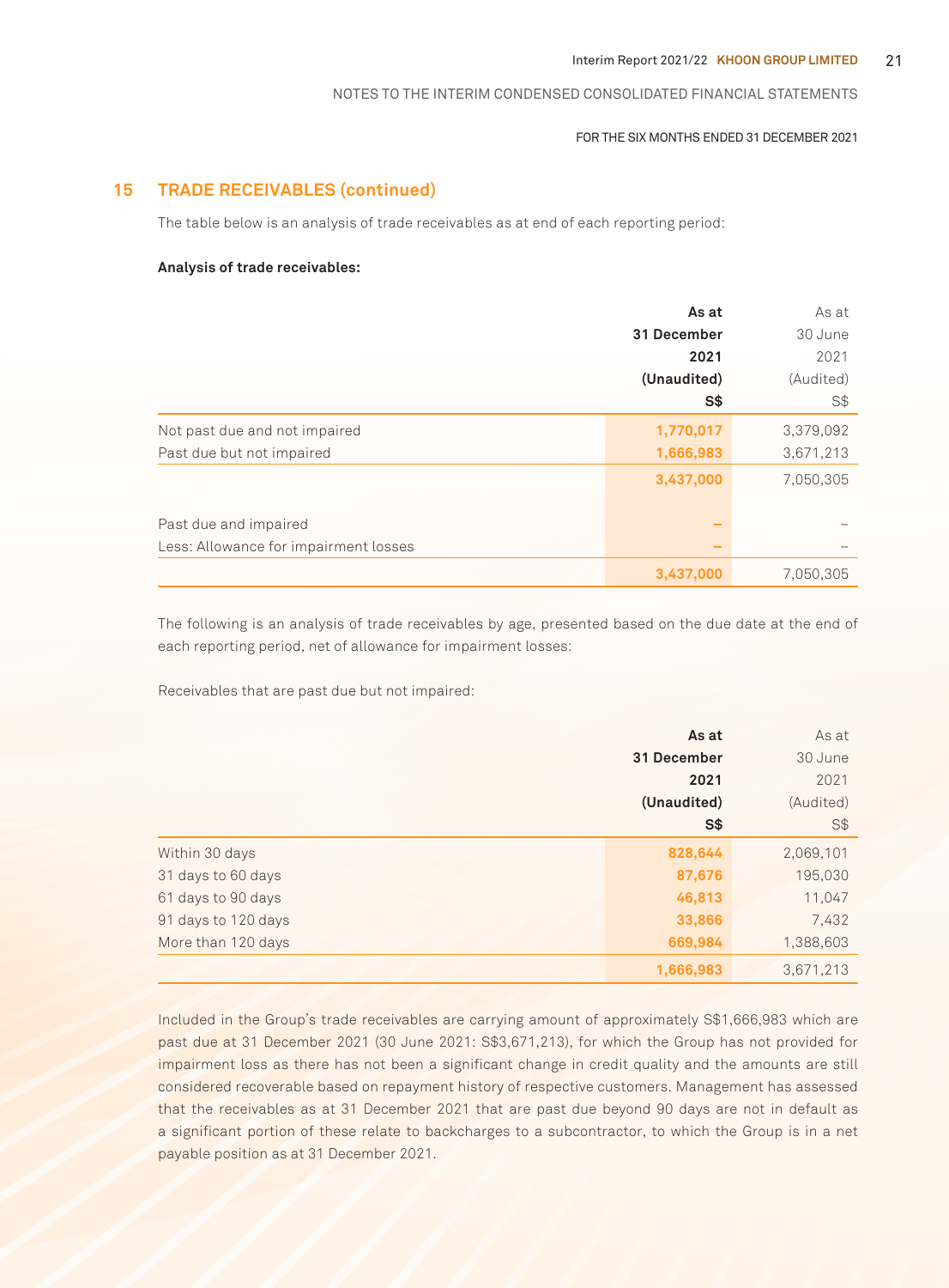## 15 TRADE RECEIVABLES (continued)

The table below is an analysis of trade receivables as at end of each reporting period:

**Analysis of trade receivables:**

| | **As at 31 December 2021 (Unaudited) S$** | As at 30 June 2021 (Audited) S$ |
|---|---|---|
| Not past due and not impaired | **1,770,017** | 3,379,092 |
| Past due but not impaired | **1,666,983** | 3,671,213 |
| | **3,437,000** | 7,050,305 |
| Past due and impaired | **–** | – |
| Less: Allowance for impairment losses | **–** | – |
| | **3,437,000** | 7,050,305 |

The following is an analysis of trade receivables by age, presented based on the due date at the end of each reporting period, net of allowance for impairment losses:

Receivables that are past due but not impaired:

| | **As at 31 December 2021 (Unaudited) S$** | As at 30 June 2021 (Audited) S$ |
|---|---|---|
| Within 30 days | **828,644** | 2,069,101 |
| 31 days to 60 days | **87,676** | 195,030 |
| 61 days to 90 days | **46,813** | 11,047 |
| 91 days to 120 days | **33,866** | 7,432 |
| More than 120 days | **669,984** | 1,388,603 |
| | **1,666,983** | 3,671,213 |

Included in the Group's trade receivables are carrying amount of approximately S$1,666,983 which are past due at 31 December 2021 (30 June 2021: S$3,671,213), for which the Group has not provided for impairment loss as there has not been a significant change in credit quality and the amounts are still considered recoverable based on repayment history of respective customers. Management has assessed that the receivables as at 31 December 2021 that are past due beyond 90 days are not in default as a significant portion of these relate to backcharges to a subcontractor, to which the Group is in a net payable position as at 31 December 2021.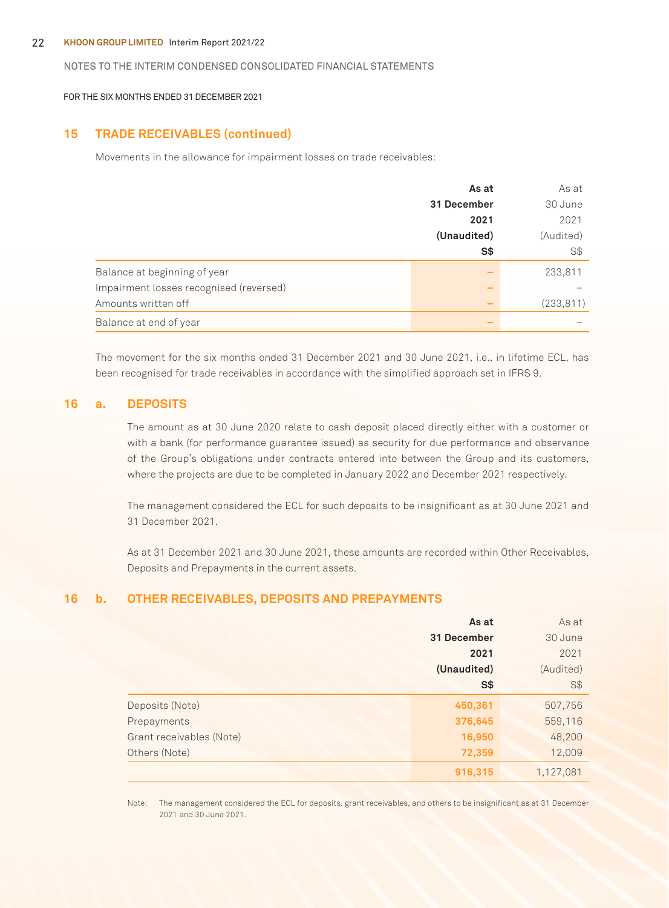NOTES TO THE INTERIM CONDENSED CONSOLIDATED FINANCIAL STATEMENTS

FOR THE SIX MONTHS ENDED 31 DECEMBER 2021

## 15 TRADE RECEIVABLES (continued)

Movements in the allowance for impairment losses on trade receivables:

| | **As at 31 December 2021 (Unaudited) S$** | As at 30 June 2021 (Audited) S$ |
|---|---|---|
| Balance at beginning of year | **–** | 233,811 |
| Impairment losses recognised (reversed) | **–** | – |
| Amounts written off | **–** | (233,811) |
| Balance at end of year | **–** | – |

The movement for the six months ended 31 December 2021 and 30 June 2021, i.e., in lifetime ECL, has been recognised for trade receivables in accordance with the simplified approach set in IFRS 9.

## 16 a. DEPOSITS

The amount as at 30 June 2020 relate to cash deposit placed directly either with a customer or with a bank (for performance guarantee issued) as security for due performance and observance of the Group's obligations under contracts entered into between the Group and its customers, where the projects are due to be completed in January 2022 and December 2021 respectively.

The management considered the ECL for such deposits to be insignificant as at 30 June 2021 and 31 December 2021.

As at 31 December 2021 and 30 June 2021, these amounts are recorded within Other Receivables, Deposits and Prepayments in the current assets.

## 16 b. OTHER RECEIVABLES, DEPOSITS AND PREPAYMENTS

| | **As at 31 December 2021 (Unaudited) S$** | As at 30 June 2021 (Audited) S$ |
|---|---|---|
| Deposits (Note) | **450,361** | 507,756 |
| Prepayments | **376,645** | 559,116 |
| Grant receivables (Note) | **16,950** | 48,200 |
| Others (Note) | **72,359** | 12,009 |
| | **916,315** | 1,127,081 |

Note: The management considered the ECL for deposits, grant receivables, and others to be insignificant as at 31 December 2021 and 30 June 2021.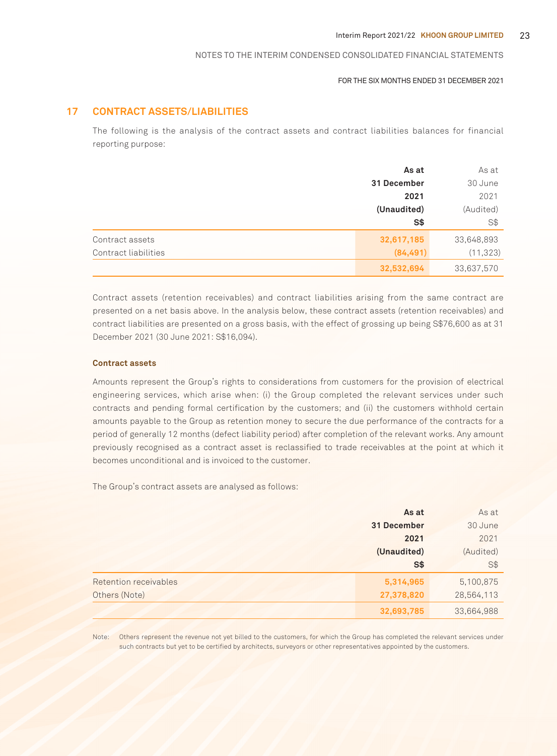## 17 CONTRACT ASSETS/LIABILITIES

The following is the analysis of the contract assets and contract liabilities balances for financial reporting purpose:

| | As at 31 December 2021 (Unaudited) S$ | As at 30 June 2021 (Audited) S$ |
|---|---|---|
| Contract assets | 32,617,185 | 33,648,893 |
| Contract liabilities | (84,491) | (11,323) |
| | 32,532,694 | 33,637,570 |

Contract assets (retention receivables) and contract liabilities arising from the same contract are presented on a net basis above. In the analysis below, these contract assets (retention receivables) and contract liabilities are presented on a gross basis, with the effect of grossing up being S$76,600 as at 31 December 2021 (30 June 2021: S$16,094).

### Contract assets

Amounts represent the Group's rights to considerations from customers for the provision of electrical engineering services, which arise when: (i) the Group completed the relevant services under such contracts and pending formal certification by the customers; and (ii) the customers withhold certain amounts payable to the Group as retention money to secure the due performance of the contracts for a period of generally 12 months (defect liability period) after completion of the relevant works. Any amount previously recognised as a contract asset is reclassified to trade receivables at the point at which it becomes unconditional and is invoiced to the customer.

The Group's contract assets are analysed as follows:

| | As at 31 December 2021 (Unaudited) S$ | As at 30 June 2021 (Audited) S$ |
|---|---|---|
| Retention receivables | 5,314,965 | 5,100,875 |
| Others (Note) | 27,378,820 | 28,564,113 |
| | 32,693,785 | 33,664,988 |

Note: Others represent the revenue not yet billed to the customers, for which the Group has completed the relevant services under such contracts but yet to be certified by architects, surveyors or other representatives appointed by the customers.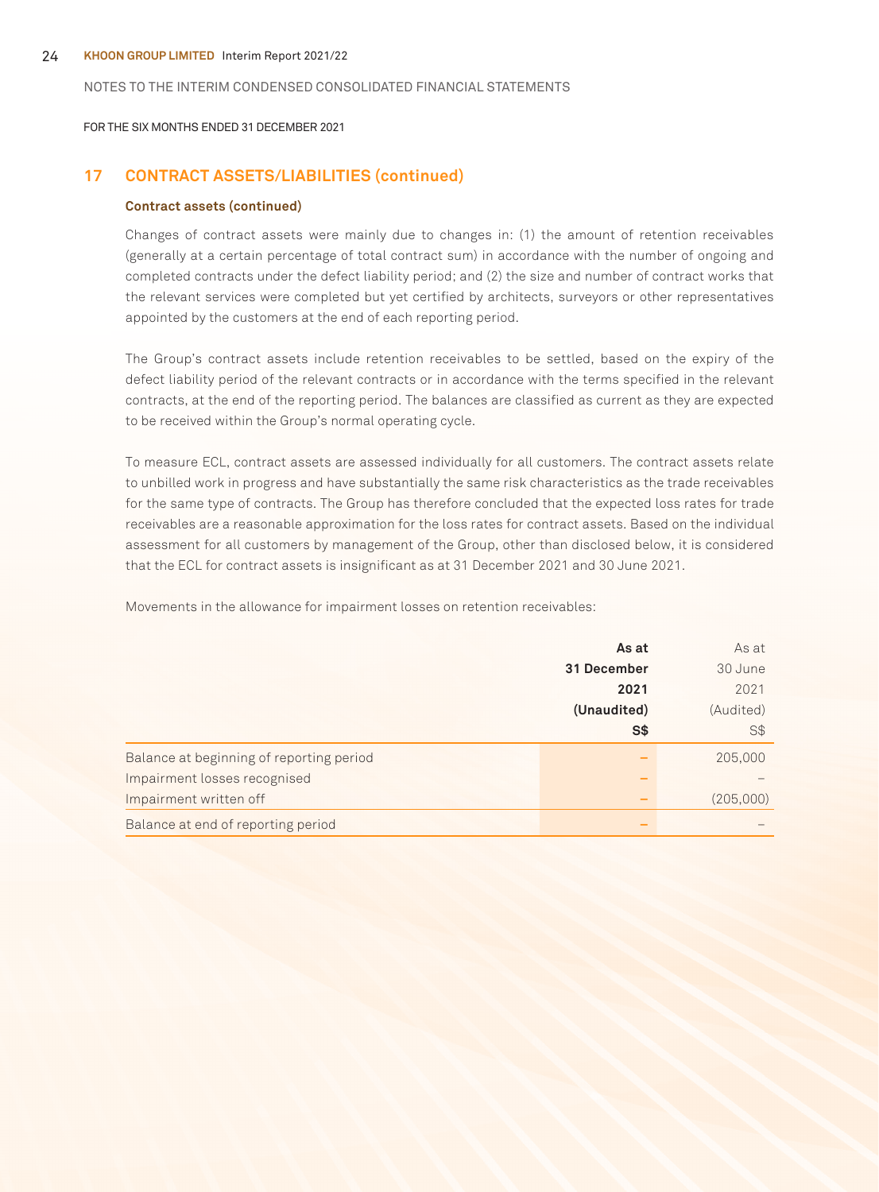NOTES TO THE INTERIM CONDENSED CONSOLIDATED FINANCIAL STATEMENTS

FOR THE SIX MONTHS ENDED 31 DECEMBER 2021

## 17 CONTRACT ASSETS/LIABILITIES (continued)

### Contract assets (continued)

Changes of contract assets were mainly due to changes in: (1) the amount of retention receivables (generally at a certain percentage of total contract sum) in accordance with the number of ongoing and completed contracts under the defect liability period; and (2) the size and number of contract works that the relevant services were completed but yet certified by architects, surveyors or other representatives appointed by the customers at the end of each reporting period.

The Group's contract assets include retention receivables to be settled, based on the expiry of the defect liability period of the relevant contracts or in accordance with the terms specified in the relevant contracts, at the end of the reporting period. The balances are classified as current as they are expected to be received within the Group's normal operating cycle.

To measure ECL, contract assets are assessed individually for all customers. The contract assets relate to unbilled work in progress and have substantially the same risk characteristics as the trade receivables for the same type of contracts. The Group has therefore concluded that the expected loss rates for trade receivables are a reasonable approximation for the loss rates for contract assets. Based on the individual assessment for all customers by management of the Group, other than disclosed below, it is considered that the ECL for contract assets is insignificant as at 31 December 2021 and 30 June 2021.

Movements in the allowance for impairment losses on retention receivables:

| | **As at 31 December 2021 (Unaudited) S$** | As at 30 June 2021 (Audited) S$ |
|---|---|---|
| Balance at beginning of reporting period | **–** | 205,000 |
| Impairment losses recognised | **–** | – |
| Impairment written off | **–** | (205,000) |
| Balance at end of reporting period | **–** | – |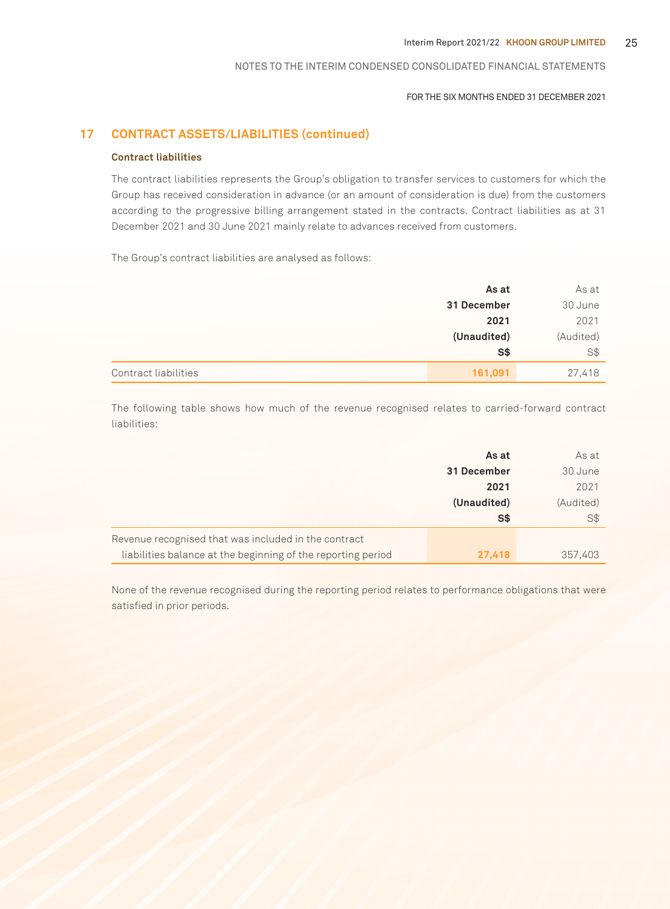## 17 CONTRACT ASSETS/LIABILITIES (continued)

### Contract liabilities

The contract liabilities represents the Group's obligation to transfer services to customers for which the Group has received consideration in advance (or an amount of consideration is due) from the customers according to the progressive billing arrangement stated in the contracts. Contract liabilities as at 31 December 2021 and 30 June 2021 mainly relate to advances received from customers.

The Group's contract liabilities are analysed as follows:

| | **As at 31 December 2021 (Unaudited) S$** | As at 30 June 2021 (Audited) S$ |
|---|---|---|
| Contract liabilities | **161,091** | 27,418 |

The following table shows how much of the revenue recognised relates to carried-forward contract liabilities:

| | **As at 31 December 2021 (Unaudited) S$** | As at 30 June 2021 (Audited) S$ |
|---|---|---|
| Revenue recognised that was included in the contract liabilities balance at the beginning of the reporting period | **27,418** | 357,403 |

None of the revenue recognised during the reporting period relates to performance obligations that were satisfied in prior periods.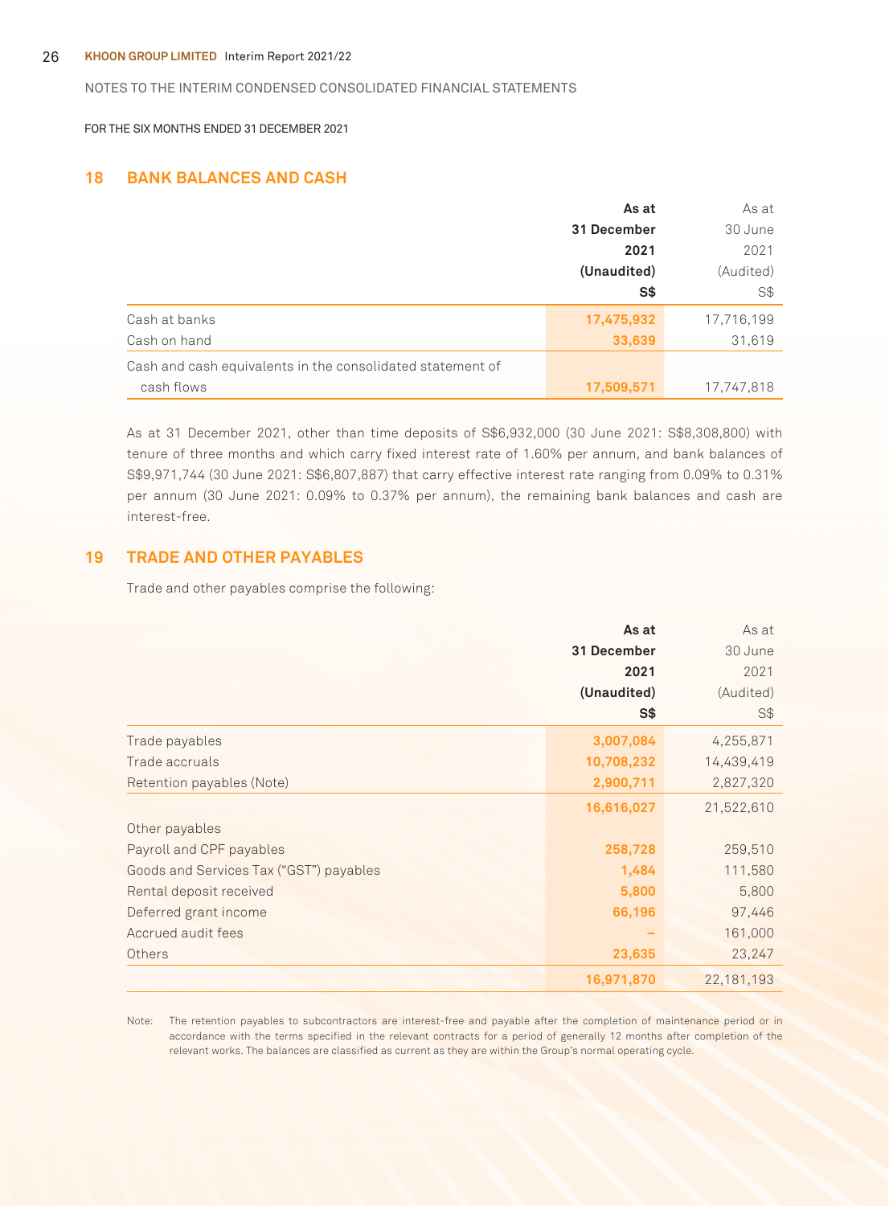NOTES TO THE INTERIM CONDENSED CONSOLIDATED FINANCIAL STATEMENTS

FOR THE SIX MONTHS ENDED 31 DECEMBER 2021

## 18 BANK BALANCES AND CASH

| | As at 31 December 2021 (Unaudited) S$ | As at 30 June 2021 (Audited) S$ |
|---|---|---|
| Cash at banks | 17,475,932 | 17,716,199 |
| Cash on hand | 33,639 | 31,619 |
| Cash and cash equivalents in the consolidated statement of cash flows | 17,509,571 | 17,747,818 |

As at 31 December 2021, other than time deposits of S$6,932,000 (30 June 2021: S$8,308,800) with tenure of three months and which carry fixed interest rate of 1.60% per annum, and bank balances of S$9,971,744 (30 June 2021: S$6,807,887) that carry effective interest rate ranging from 0.09% to 0.31% per annum (30 June 2021: 0.09% to 0.37% per annum), the remaining bank balances and cash are interest-free.

## 19 TRADE AND OTHER PAYABLES

Trade and other payables comprise the following:

| | As at 31 December 2021 (Unaudited) S$ | As at 30 June 2021 (Audited) S$ |
|---|---|---|
| Trade payables | 3,007,084 | 4,255,871 |
| Trade accruals | 10,708,232 | 14,439,419 |
| Retention payables (Note) | 2,900,711 | 2,827,320 |
| | 16,616,027 | 21,522,610 |
| Other payables | | |
| Payroll and CPF payables | 258,728 | 259,510 |
| Goods and Services Tax ("GST") payables | 1,484 | 111,580 |
| Rental deposit received | 5,800 | 5,800 |
| Deferred grant income | 66,196 | 97,446 |
| Accrued audit fees | – | 161,000 |
| Others | 23,635 | 23,247 |
| | 16,971,870 | 22,181,193 |

Note: The retention payables to subcontractors are interest-free and payable after the completion of maintenance period or in accordance with the terms specified in the relevant contracts for a period of generally 12 months after completion of the relevant works. The balances are classified as current as they are within the Group's normal operating cycle.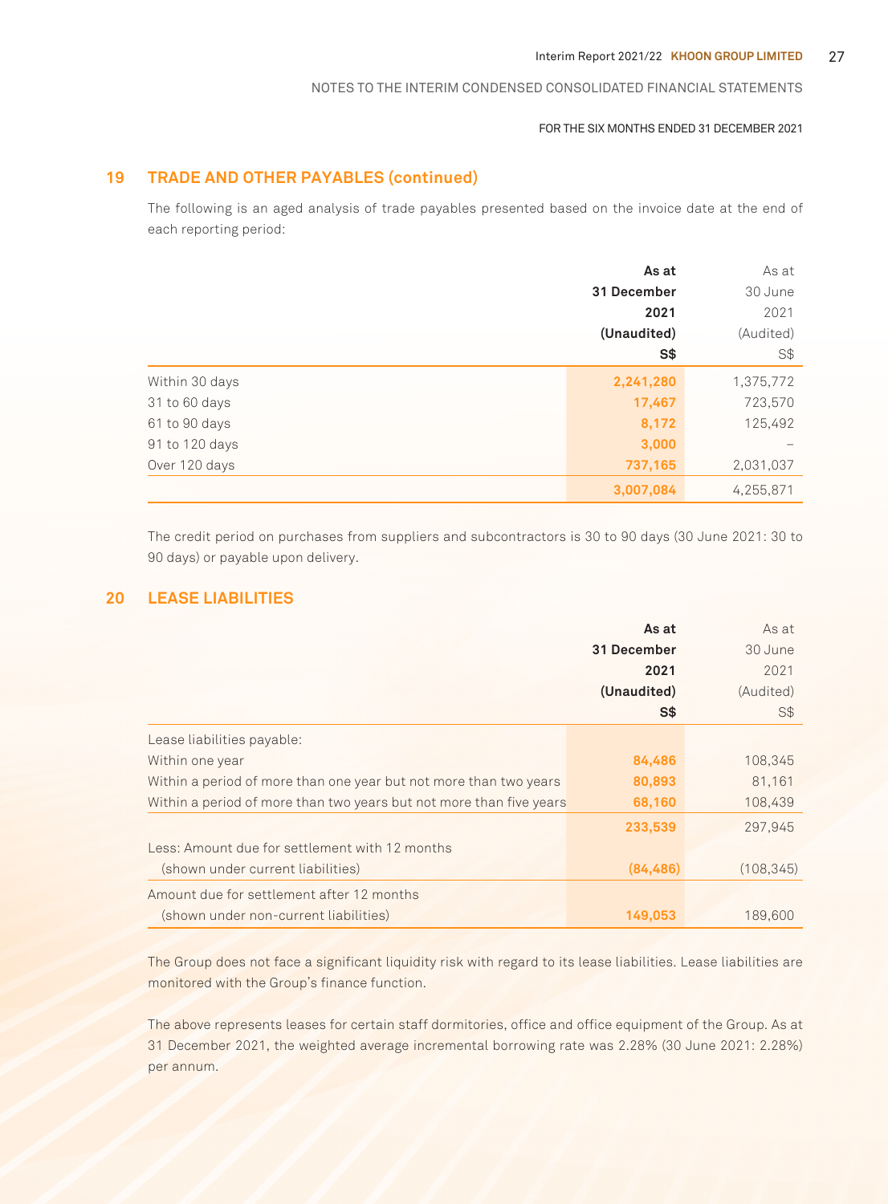## 19 TRADE AND OTHER PAYABLES (continued)

The following is an aged analysis of trade payables presented based on the invoice date at the end of each reporting period:

| | As at 31 December 2021 (Unaudited) S$ | As at 30 June 2021 (Audited) S$ |
|---|---|---|
| Within 30 days | **2,241,280** | 1,375,772 |
| 31 to 60 days | **17,467** | 723,570 |
| 61 to 90 days | **8,172** | 125,492 |
| 91 to 120 days | **3,000** | – |
| Over 120 days | **737,165** | 2,031,037 |
| | **3,007,084** | 4,255,871 |

The credit period on purchases from suppliers and subcontractors is 30 to 90 days (30 June 2021: 30 to 90 days) or payable upon delivery.

## 20 LEASE LIABILITIES

| | As at 31 December 2021 (Unaudited) S$ | As at 30 June 2021 (Audited) S$ |
|---|---|---|
| Lease liabilities payable: | | |
| Within one year | **84,486** | 108,345 |
| Within a period of more than one year but not more than two years | **80,893** | 81,161 |
| Within a period of more than two years but not more than five years | **68,160** | 108,439 |
| | **233,539** | 297,945 |
| Less: Amount due for settlement with 12 months (shown under current liabilities) | **(84,486)** | (108,345) |
| Amount due for settlement after 12 months (shown under non-current liabilities) | **149,053** | 189,600 |

The Group does not face a significant liquidity risk with regard to its lease liabilities. Lease liabilities are monitored with the Group's finance function.

The above represents leases for certain staff dormitories, office and office equipment of the Group. As at 31 December 2021, the weighted average incremental borrowing rate was 2.28% (30 June 2021: 2.28%) per annum.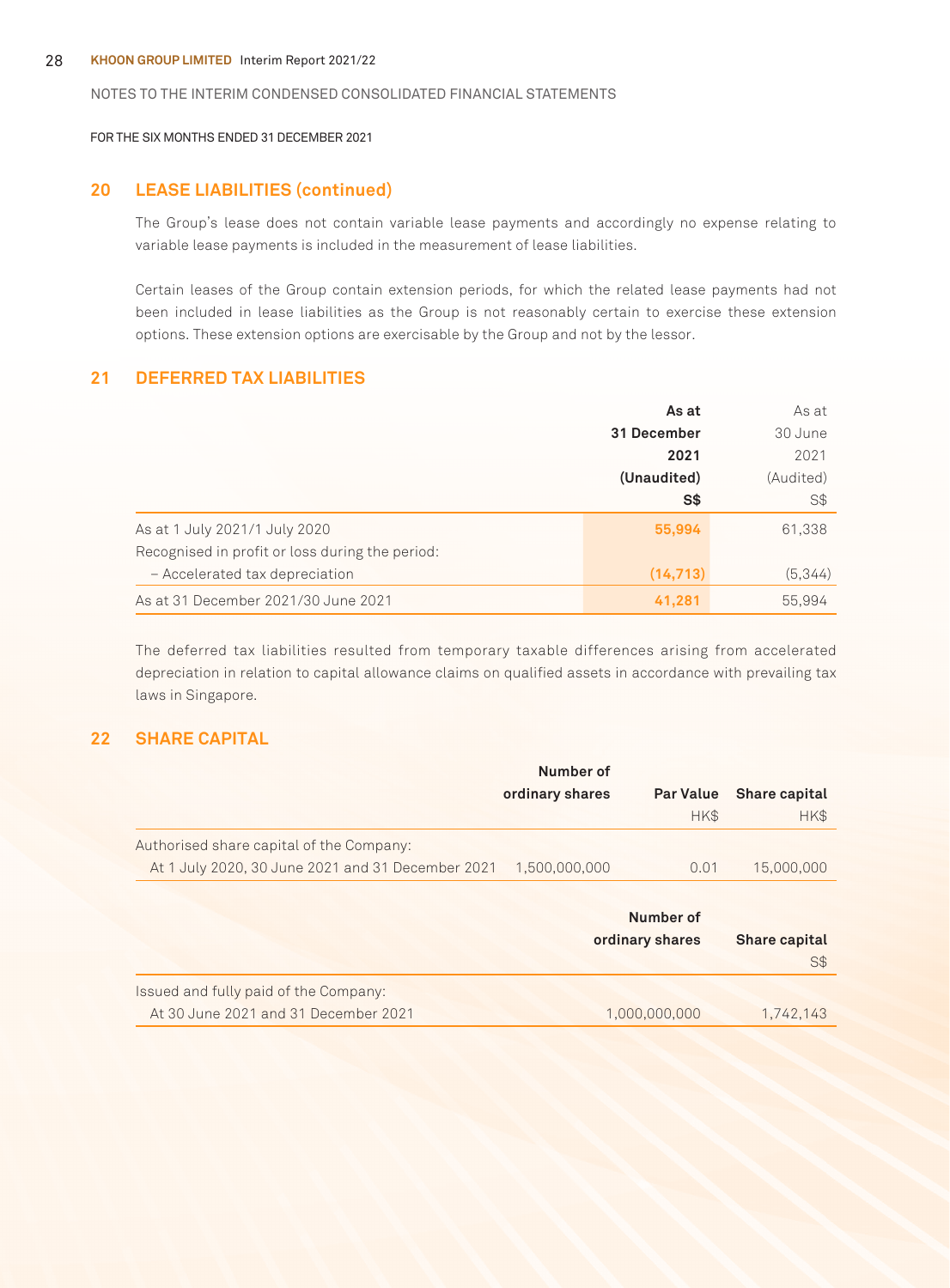NOTES TO THE INTERIM CONDENSED CONSOLIDATED FINANCIAL STATEMENTS

FOR THE SIX MONTHS ENDED 31 DECEMBER 2021

## 20 LEASE LIABILITIES (continued)

The Group's lease does not contain variable lease payments and accordingly no expense relating to variable lease payments is included in the measurement of lease liabilities.

Certain leases of the Group contain extension periods, for which the related lease payments had not been included in lease liabilities as the Group is not reasonably certain to exercise these extension options. These extension options are exercisable by the Group and not by the lessor.

## 21 DEFERRED TAX LIABILITIES

| | **As at 31 December 2021 (Unaudited) S$** | As at 30 June 2021 (Audited) S$ |
|---|---|---|
| As at 1 July 2021/1 July 2020 | **55,994** | 61,338 |
| Recognised in profit or loss during the period: | | |
| – Accelerated tax depreciation | **(14,713)** | (5,344) |
| As at 31 December 2021/30 June 2021 | **41,281** | 55,994 |

The deferred tax liabilities resulted from temporary taxable differences arising from accelerated depreciation in relation to capital allowance claims on qualified assets in accordance with prevailing tax laws in Singapore.

## 22 SHARE CAPITAL

| | **Number of ordinary shares** | **Par Value** HK$ | **Share capital** HK$ |
|---|---|---|---|
| Authorised share capital of the Company: | | | |
| At 1 July 2020, 30 June 2021 and 31 December 2021 | 1,500,000,000 | 0.01 | 15,000,000 |

| | **Number of ordinary shares** | **Share capital** S$ |
|---|---|---|
| Issued and fully paid of the Company: | | |
| At 30 June 2021 and 31 December 2021 | 1,000,000,000 | 1,742,143 |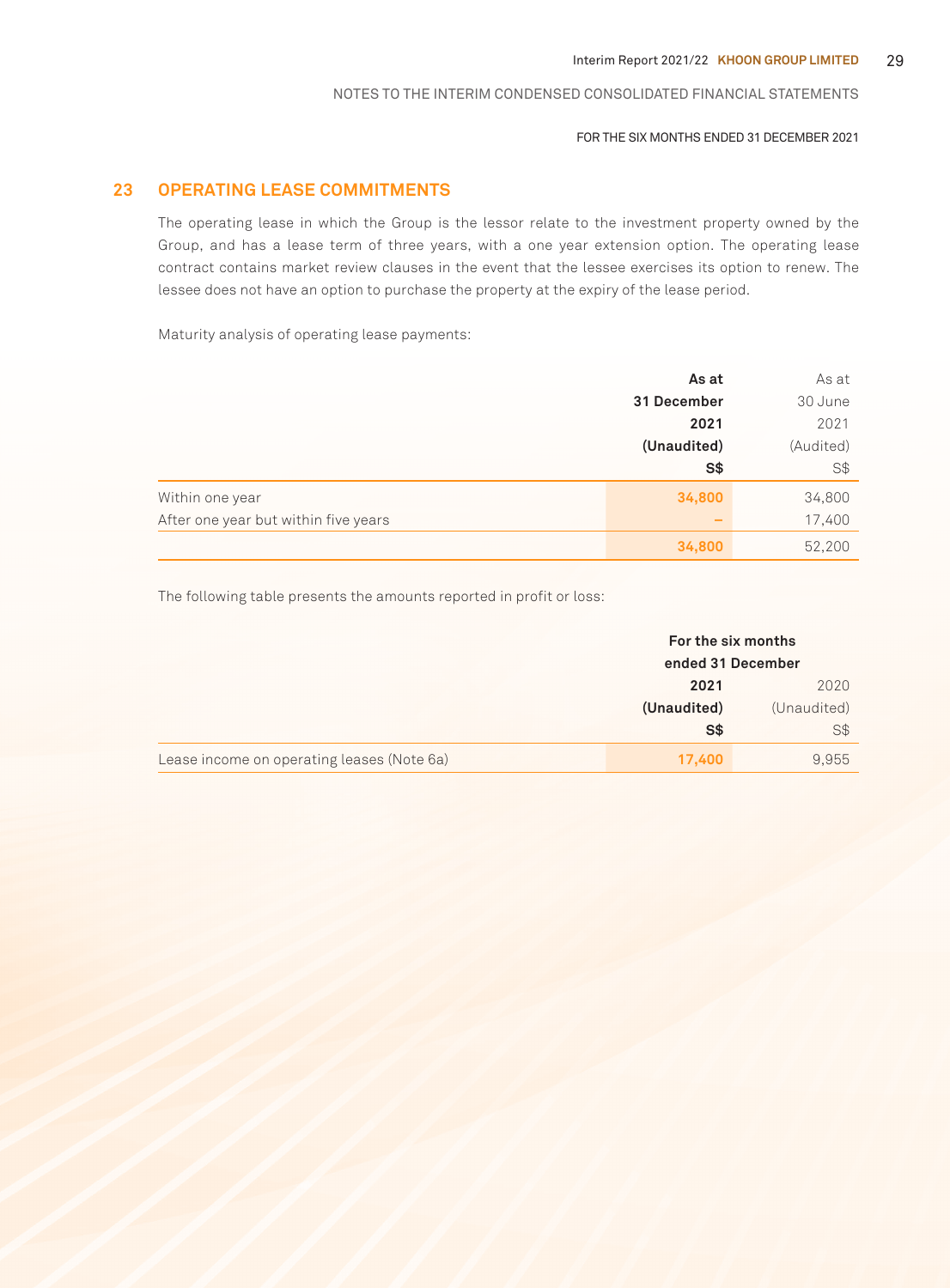NOTES TO THE INTERIM CONDENSED CONSOLIDATED FINANCIAL STATEMENTS

FOR THE SIX MONTHS ENDED 31 DECEMBER 2021

## 23 OPERATING LEASE COMMITMENTS

The operating lease in which the Group is the lessor relate to the investment property owned by the Group, and has a lease term of three years, with a one year extension option. The operating lease contract contains market review clauses in the event that the lessee exercises its option to renew. The lessee does not have an option to purchase the property at the expiry of the lease period.

Maturity analysis of operating lease payments:

| | **As at 31 December 2021 (Unaudited) S$** | As at 30 June 2021 (Audited) S$ |
|---|---|---|
| Within one year | **34,800** | 34,800 |
| After one year but within five years | **–** | 17,400 |
| | **34,800** | 52,200 |

The following table presents the amounts reported in profit or loss:

| | **For the six months ended 31 December** | |
|---|---|---|
| | **2021 (Unaudited) S$** | 2020 (Unaudited) S$ |
| Lease income on operating leases (Note 6a) | **17,400** | 9,955 |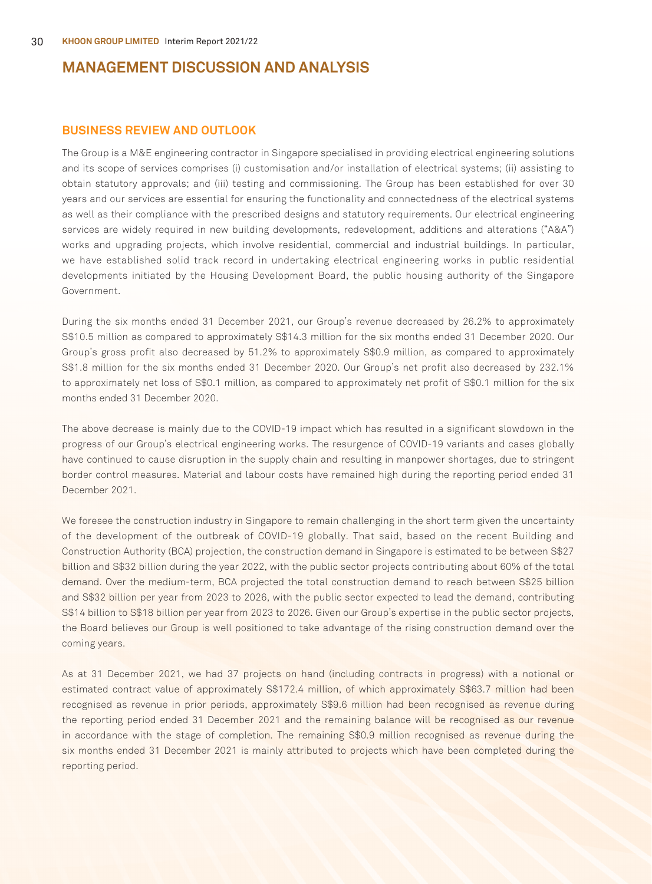# MANAGEMENT DISCUSSION AND ANALYSIS

## BUSINESS REVIEW AND OUTLOOK

The Group is a M&E engineering contractor in Singapore specialised in providing electrical engineering solutions and its scope of services comprises (i) customisation and/or installation of electrical systems; (ii) assisting to obtain statutory approvals; and (iii) testing and commissioning. The Group has been established for over 30 years and our services are essential for ensuring the functionality and connectedness of the electrical systems as well as their compliance with the prescribed designs and statutory requirements. Our electrical engineering services are widely required in new building developments, redevelopment, additions and alterations ("A&A") works and upgrading projects, which involve residential, commercial and industrial buildings. In particular, we have established solid track record in undertaking electrical engineering works in public residential developments initiated by the Housing Development Board, the public housing authority of the Singapore Government.

During the six months ended 31 December 2021, our Group's revenue decreased by 26.2% to approximately S$10.5 million as compared to approximately S$14.3 million for the six months ended 31 December 2020. Our Group's gross profit also decreased by 51.2% to approximately S$0.9 million, as compared to approximately S$1.8 million for the six months ended 31 December 2020. Our Group's net profit also decreased by 232.1% to approximately net loss of S$0.1 million, as compared to approximately net profit of S$0.1 million for the six months ended 31 December 2020.

The above decrease is mainly due to the COVID-19 impact which has resulted in a significant slowdown in the progress of our Group's electrical engineering works. The resurgence of COVID-19 variants and cases globally have continued to cause disruption in the supply chain and resulting in manpower shortages, due to stringent border control measures. Material and labour costs have remained high during the reporting period ended 31 December 2021.

We foresee the construction industry in Singapore to remain challenging in the short term given the uncertainty of the development of the outbreak of COVID-19 globally. That said, based on the recent Building and Construction Authority (BCA) projection, the construction demand in Singapore is estimated to be between S$27 billion and S$32 billion during the year 2022, with the public sector projects contributing about 60% of the total demand. Over the medium-term, BCA projected the total construction demand to reach between S$25 billion and S$32 billion per year from 2023 to 2026, with the public sector expected to lead the demand, contributing S$14 billion to S$18 billion per year from 2023 to 2026. Given our Group's expertise in the public sector projects, the Board believes our Group is well positioned to take advantage of the rising construction demand over the coming years.

As at 31 December 2021, we had 37 projects on hand (including contracts in progress) with a notional or estimated contract value of approximately S$172.4 million, of which approximately S$63.7 million had been recognised as revenue in prior periods, approximately S$9.6 million had been recognised as revenue during the reporting period ended 31 December 2021 and the remaining balance will be recognised as our revenue in accordance with the stage of completion. The remaining S$0.9 million recognised as revenue during the six months ended 31 December 2021 is mainly attributed to projects which have been completed during the reporting period.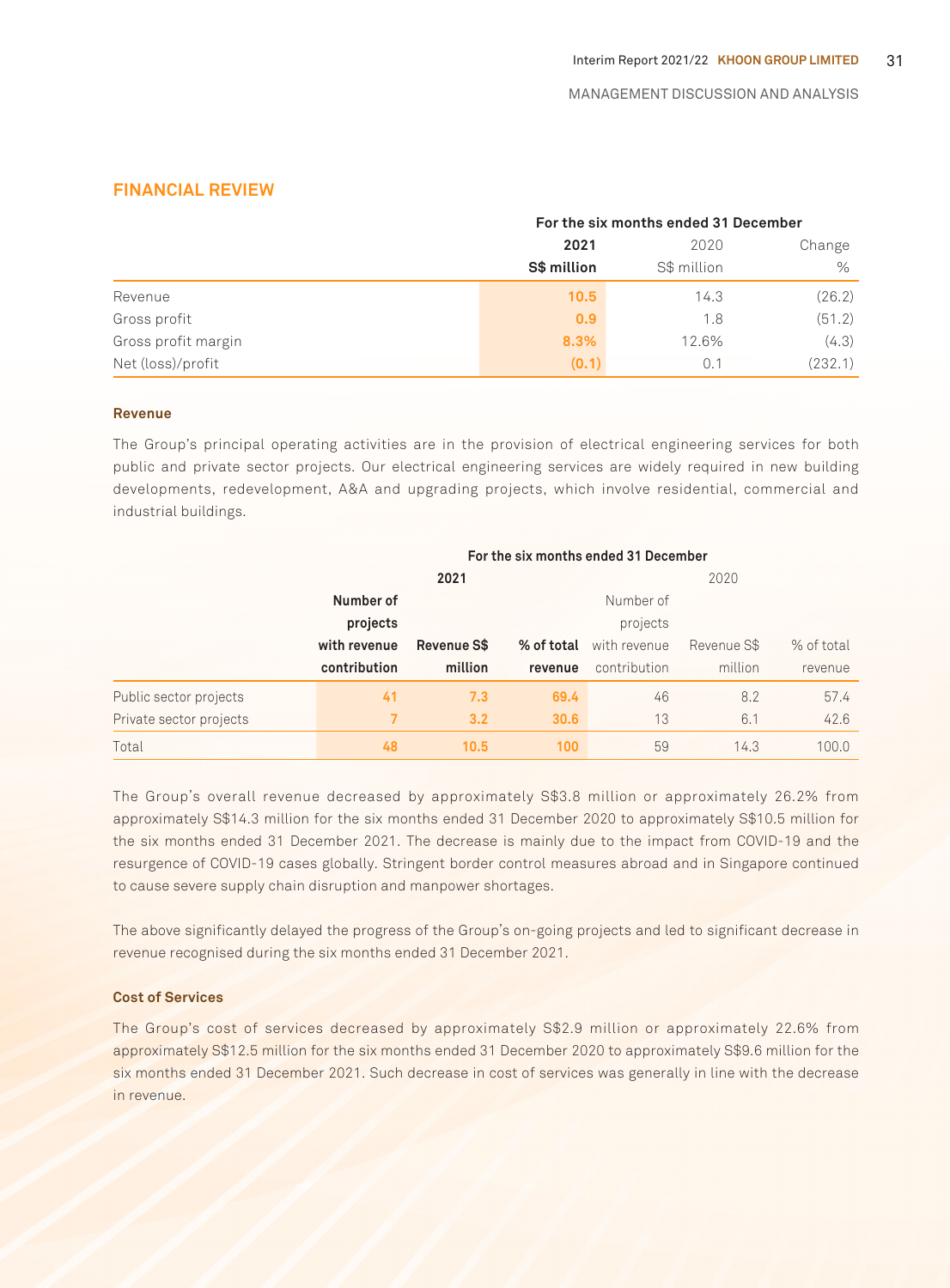## FINANCIAL REVIEW

| | For the six months ended 31 December | | |
|---|---|---|---|
| | **2021** | 2020 | Change |
| | **S$ million** | S$ million | % |
| Revenue | **10.5** | 14.3 | (26.2) |
| Gross profit | **0.9** | 1.8 | (51.2) |
| Gross profit margin | **8.3%** | 12.6% | (4.3) |
| Net (loss)/profit | **(0.1)** | 0.1 | (232.1) |

### Revenue

The Group's principal operating activities are in the provision of electrical engineering services for both public and private sector projects. Our electrical engineering services are widely required in new building developments, redevelopment, A&A and upgrading projects, which involve residential, commercial and industrial buildings.

| | For the six months ended 31 December | | | | | |
|---|---|---|---|---|---|---|
| | **2021** | | | 2020 | | |
| | **Number of projects with revenue contribution** | **Revenue S$ million** | **% of total revenue** | Number of projects with revenue contribution | Revenue S$ million | % of total revenue |
| Public sector projects | **41** | **7.3** | **69.4** | 46 | 8.2 | 57.4 |
| Private sector projects | **7** | **3.2** | **30.6** | 13 | 6.1 | 42.6 |
| Total | **48** | **10.5** | **100** | 59 | 14.3 | 100.0 |

The Group's overall revenue decreased by approximately S$3.8 million or approximately 26.2% from approximately S$14.3 million for the six months ended 31 December 2020 to approximately S$10.5 million for the six months ended 31 December 2021. The decrease is mainly due to the impact from COVID-19 and the resurgence of COVID-19 cases globally. Stringent border control measures abroad and in Singapore continued to cause severe supply chain disruption and manpower shortages.

The above significantly delayed the progress of the Group's on-going projects and led to significant decrease in revenue recognised during the six months ended 31 December 2021.

### Cost of Services

The Group's cost of services decreased by approximately S$2.9 million or approximately 22.6% from approximately S$12.5 million for the six months ended 31 December 2020 to approximately S$9.6 million for the six months ended 31 December 2021. Such decrease in cost of services was generally in line with the decrease in revenue.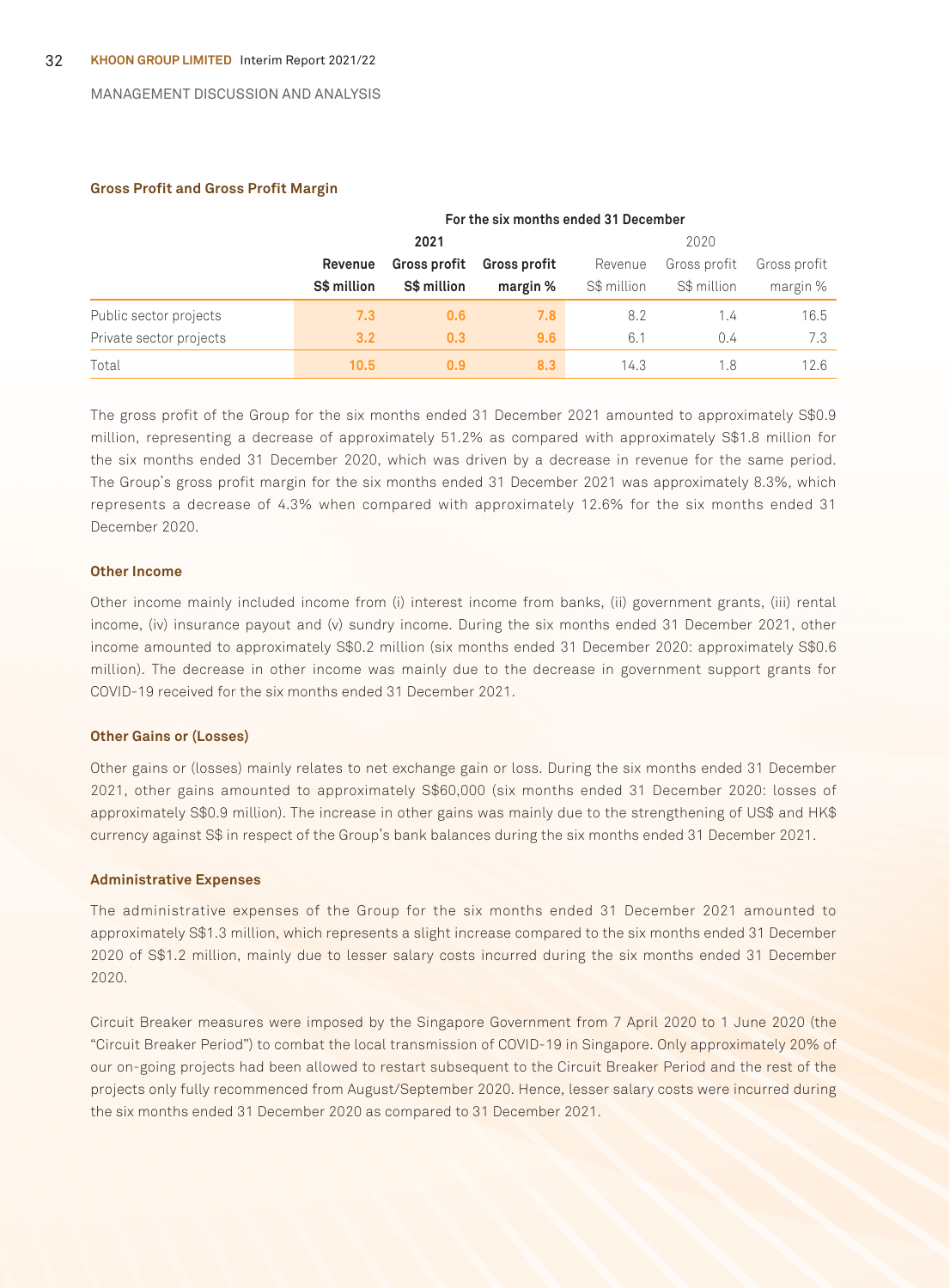MANAGEMENT DISCUSSION AND ANALYSIS

### Gross Profit and Gross Profit Margin

| | For the six months ended 31 December | | | | | |
|---|---|---|---|---|---|---|
| | 2021 | | | 2020 | | |
| | Revenue S$ million | Gross profit S$ million | Gross profit margin % | Revenue S$ million | Gross profit S$ million | Gross profit margin % |
| Public sector projects | 7.3 | 0.6 | 7.8 | 8.2 | 1.4 | 16.5 |
| Private sector projects | 3.2 | 0.3 | 9.6 | 6.1 | 0.4 | 7.3 |
| Total | 10.5 | 0.9 | 8.3 | 14.3 | 1.8 | 12.6 |

The gross profit of the Group for the six months ended 31 December 2021 amounted to approximately S$0.9 million, representing a decrease of approximately 51.2% as compared with approximately S$1.8 million for the six months ended 31 December 2020, which was driven by a decrease in revenue for the same period. The Group's gross profit margin for the six months ended 31 December 2021 was approximately 8.3%, which represents a decrease of 4.3% when compared with approximately 12.6% for the six months ended 31 December 2020.

### Other Income

Other income mainly included income from (i) interest income from banks, (ii) government grants, (iii) rental income, (iv) insurance payout and (v) sundry income. During the six months ended 31 December 2021, other income amounted to approximately S$0.2 million (six months ended 31 December 2020: approximately S$0.6 million). The decrease in other income was mainly due to the decrease in government support grants for COVID-19 received for the six months ended 31 December 2021.

### Other Gains or (Losses)

Other gains or (losses) mainly relates to net exchange gain or loss. During the six months ended 31 December 2021, other gains amounted to approximately S$60,000 (six months ended 31 December 2020: losses of approximately S$0.9 million). The increase in other gains was mainly due to the strengthening of US$ and HK$ currency against S$ in respect of the Group's bank balances during the six months ended 31 December 2021.

### Administrative Expenses

The administrative expenses of the Group for the six months ended 31 December 2021 amounted to approximately S$1.3 million, which represents a slight increase compared to the six months ended 31 December 2020 of S$1.2 million, mainly due to lesser salary costs incurred during the six months ended 31 December 2020.

Circuit Breaker measures were imposed by the Singapore Government from 7 April 2020 to 1 June 2020 (the "Circuit Breaker Period") to combat the local transmission of COVID-19 in Singapore. Only approximately 20% of our on-going projects had been allowed to restart subsequent to the Circuit Breaker Period and the rest of the projects only fully recommenced from August/September 2020. Hence, lesser salary costs were incurred during the six months ended 31 December 2020 as compared to 31 December 2021.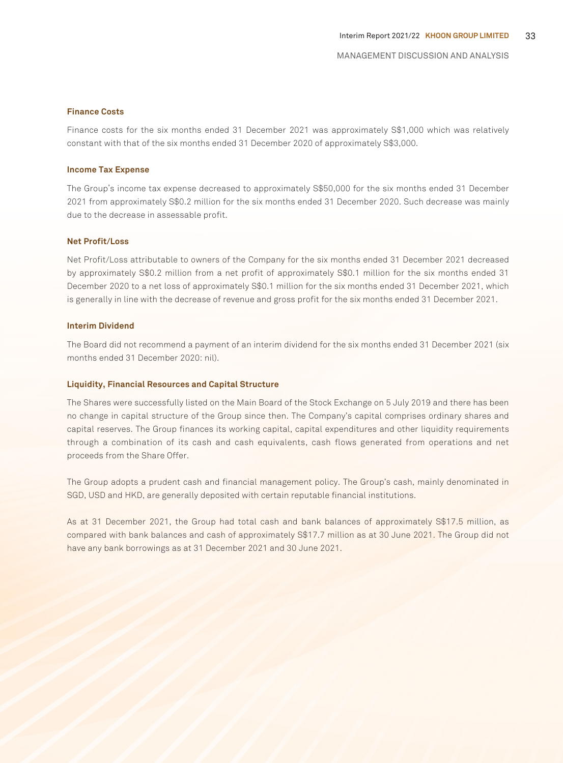### Finance Costs

Finance costs for the six months ended 31 December 2021 was approximately S$1,000 which was relatively constant with that of the six months ended 31 December 2020 of approximately S$3,000.

### Income Tax Expense

The Group's income tax expense decreased to approximately S$50,000 for the six months ended 31 December 2021 from approximately S$0.2 million for the six months ended 31 December 2020. Such decrease was mainly due to the decrease in assessable profit.

### Net Profit/Loss

Net Profit/Loss attributable to owners of the Company for the six months ended 31 December 2021 decreased by approximately S$0.2 million from a net profit of approximately S$0.1 million for the six months ended 31 December 2020 to a net loss of approximately S$0.1 million for the six months ended 31 December 2021, which is generally in line with the decrease of revenue and gross profit for the six months ended 31 December 2021.

### Interim Dividend

The Board did not recommend a payment of an interim dividend for the six months ended 31 December 2021 (six months ended 31 December 2020: nil).

### Liquidity, Financial Resources and Capital Structure

The Shares were successfully listed on the Main Board of the Stock Exchange on 5 July 2019 and there has been no change in capital structure of the Group since then. The Company's capital comprises ordinary shares and capital reserves. The Group finances its working capital, capital expenditures and other liquidity requirements through a combination of its cash and cash equivalents, cash flows generated from operations and net proceeds from the Share Offer.

The Group adopts a prudent cash and financial management policy. The Group's cash, mainly denominated in SGD, USD and HKD, are generally deposited with certain reputable financial institutions.

As at 31 December 2021, the Group had total cash and bank balances of approximately S$17.5 million, as compared with bank balances and cash of approximately S$17.7 million as at 30 June 2021. The Group did not have any bank borrowings as at 31 December 2021 and 30 June 2021.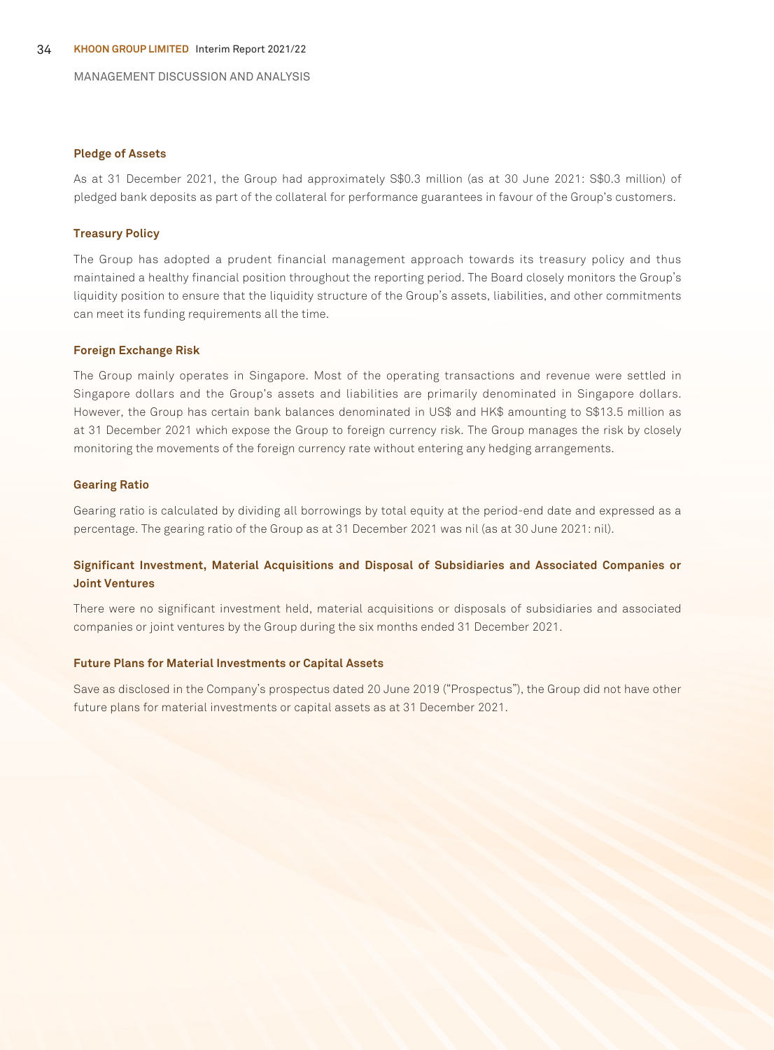### Pledge of Assets

As at 31 December 2021, the Group had approximately S$0.3 million (as at 30 June 2021: S$0.3 million) of pledged bank deposits as part of the collateral for performance guarantees in favour of the Group's customers.

### Treasury Policy

The Group has adopted a prudent financial management approach towards its treasury policy and thus maintained a healthy financial position throughout the reporting period. The Board closely monitors the Group's liquidity position to ensure that the liquidity structure of the Group's assets, liabilities, and other commitments can meet its funding requirements all the time.

### Foreign Exchange Risk

The Group mainly operates in Singapore. Most of the operating transactions and revenue were settled in Singapore dollars and the Group's assets and liabilities are primarily denominated in Singapore dollars. However, the Group has certain bank balances denominated in US$ and HK$ amounting to S$13.5 million as at 31 December 2021 which expose the Group to foreign currency risk. The Group manages the risk by closely monitoring the movements of the foreign currency rate without entering any hedging arrangements.

### Gearing Ratio

Gearing ratio is calculated by dividing all borrowings by total equity at the period-end date and expressed as a percentage. The gearing ratio of the Group as at 31 December 2021 was nil (as at 30 June 2021: nil).

### Significant Investment, Material Acquisitions and Disposal of Subsidiaries and Associated Companies or Joint Ventures

There were no significant investment held, material acquisitions or disposals of subsidiaries and associated companies or joint ventures by the Group during the six months ended 31 December 2021.

### Future Plans for Material Investments or Capital Assets

Save as disclosed in the Company's prospectus dated 20 June 2019 ("Prospectus"), the Group did not have other future plans for material investments or capital assets as at 31 December 2021.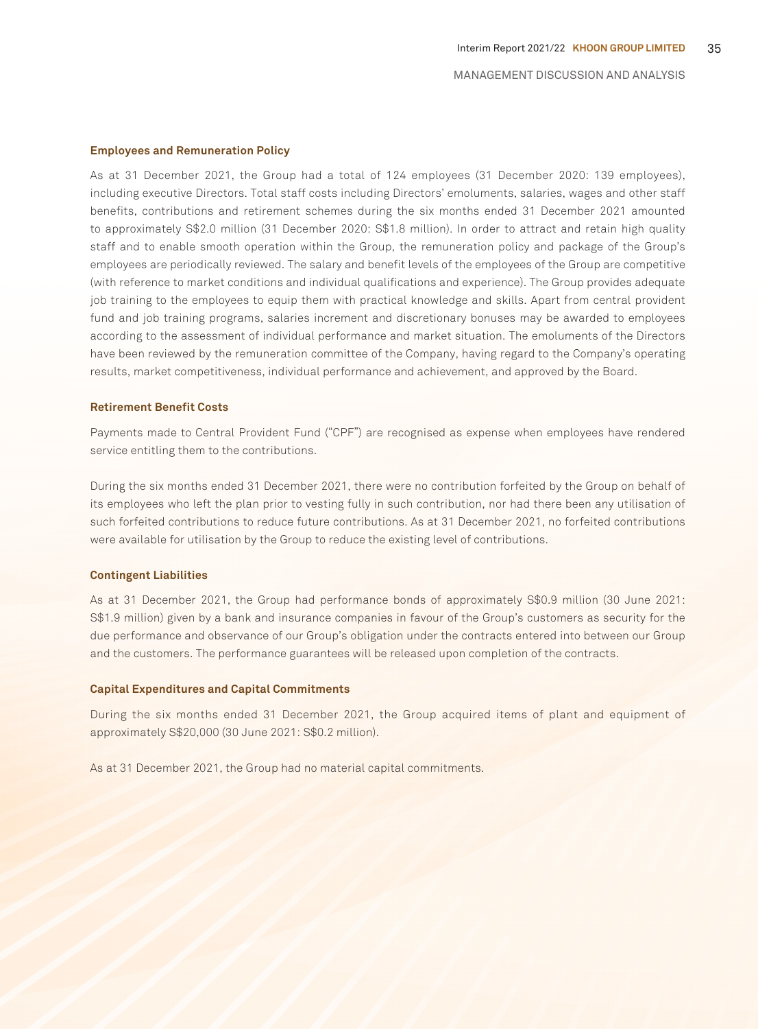### Employees and Remuneration Policy

As at 31 December 2021, the Group had a total of 124 employees (31 December 2020: 139 employees), including executive Directors. Total staff costs including Directors' emoluments, salaries, wages and other staff benefits, contributions and retirement schemes during the six months ended 31 December 2021 amounted to approximately S$2.0 million (31 December 2020: S$1.8 million). In order to attract and retain high quality staff and to enable smooth operation within the Group, the remuneration policy and package of the Group's employees are periodically reviewed. The salary and benefit levels of the employees of the Group are competitive (with reference to market conditions and individual qualifications and experience). The Group provides adequate job training to the employees to equip them with practical knowledge and skills. Apart from central provident fund and job training programs, salaries increment and discretionary bonuses may be awarded to employees according to the assessment of individual performance and market situation. The emoluments of the Directors have been reviewed by the remuneration committee of the Company, having regard to the Company's operating results, market competitiveness, individual performance and achievement, and approved by the Board.

### Retirement Benefit Costs

Payments made to Central Provident Fund ("CPF") are recognised as expense when employees have rendered service entitling them to the contributions.

During the six months ended 31 December 2021, there were no contribution forfeited by the Group on behalf of its employees who left the plan prior to vesting fully in such contribution, nor had there been any utilisation of such forfeited contributions to reduce future contributions. As at 31 December 2021, no forfeited contributions were available for utilisation by the Group to reduce the existing level of contributions.

### Contingent Liabilities

As at 31 December 2021, the Group had performance bonds of approximately S$0.9 million (30 June 2021: S$1.9 million) given by a bank and insurance companies in favour of the Group's customers as security for the due performance and observance of our Group's obligation under the contracts entered into between our Group and the customers. The performance guarantees will be released upon completion of the contracts.

### Capital Expenditures and Capital Commitments

During the six months ended 31 December 2021, the Group acquired items of plant and equipment of approximately S$20,000 (30 June 2021: S$0.2 million).

As at 31 December 2021, the Group had no material capital commitments.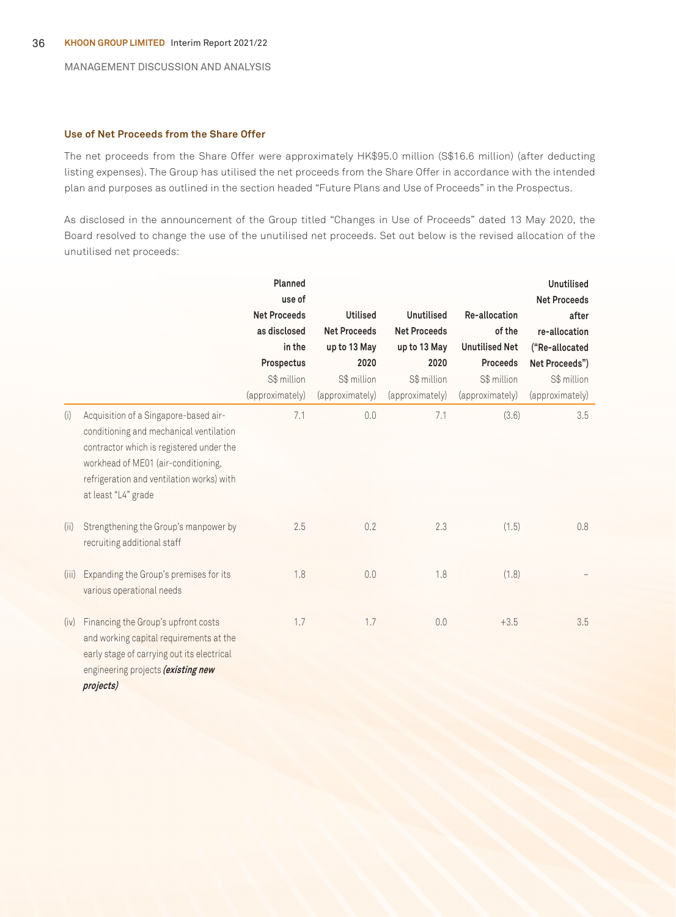### Use of Net Proceeds from the Share Offer

The net proceeds from the Share Offer were approximately HK$95.0 million (S$16.6 million) (after deducting listing expenses). The Group has utilised the net proceeds from the Share Offer in accordance with the intended plan and purposes as outlined in the section headed "Future Plans and Use of Proceeds" in the Prospectus.

As disclosed in the announcement of the Group titled "Changes in Use of Proceeds" dated 13 May 2020, the Board resolved to change the use of the unutilised net proceeds. Set out below is the revised allocation of the unutilised net proceeds:

| | | Planned use of Net Proceeds as disclosed in the Prospectus S$ million (approximately) | Utilised Net Proceeds up to 13 May 2020 S$ million (approximately) | Unutilised Net Proceeds up to 13 May 2020 S$ million (approximately) | Re-allocation of the Unutilised Net Proceeds S$ million (approximately) | Unutilised Net Proceeds after re-allocation ("Re-allocated Net Proceeds") S$ million (approximately) |
|---|---|---|---|---|---|---|
| (i) | Acquisition of a Singapore-based air-conditioning and mechanical ventilation contractor which is registered under the workhead of ME01 (air-conditioning, refrigeration and ventilation works) with at least "L4" grade | 7.1 | 0.0 | 7.1 | (3.6) | 3.5 |
| (ii) | Strengthening the Group's manpower by recruiting additional staff | 2.5 | 0.2 | 2.3 | (1.5) | 0.8 |
| (iii) | Expanding the Group's premises for its various operational needs | 1.8 | 0.0 | 1.8 | (1.8) | – |
| (iv) | Financing the Group's upfront costs and working capital requirements at the early stage of carrying out its electrical engineering projects ***(existing new projects)*** | 1.7 | 1.7 | 0.0 | +3.5 | 3.5 |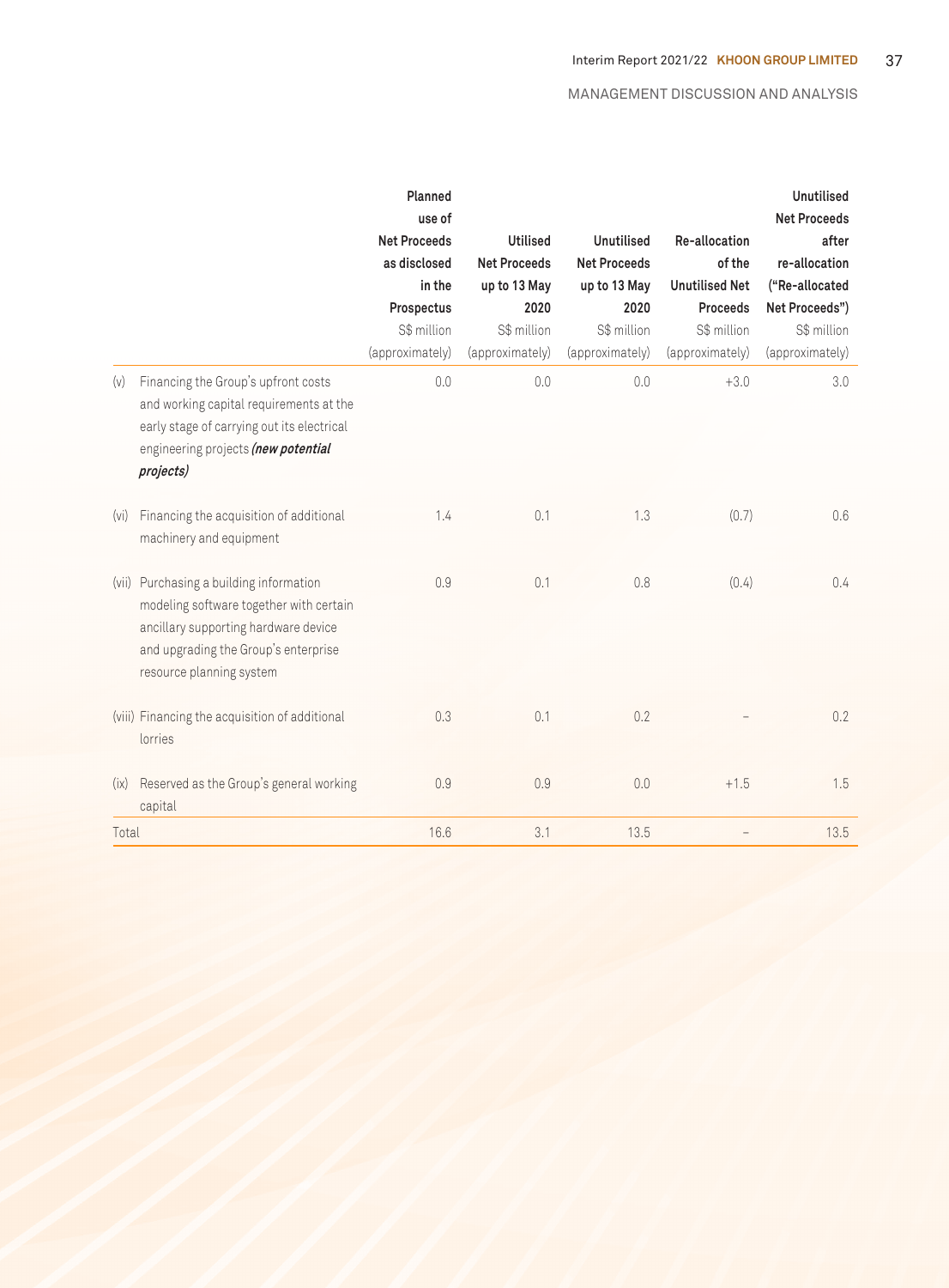| | Planned use of Net Proceeds as disclosed in the Prospectus S$ million (approximately) | Utilised Net Proceeds up to 13 May 2020 S$ million (approximately) | Unutilised Net Proceeds up to 13 May 2020 S$ million (approximately) | Re-allocation of the Unutilised Net Proceeds S$ million (approximately) | Unutilised Net Proceeds after re-allocation ("Re-allocated Net Proceeds") S$ million (approximately) |
|---|---|---|---|---|---|
| (v) Financing the Group's upfront costs and working capital requirements at the early stage of carrying out its electrical engineering projects ***(new potential projects)*** | 0.0 | 0.0 | 0.0 | +3.0 | 3.0 |
| (vi) Financing the acquisition of additional machinery and equipment | 1.4 | 0.1 | 1.3 | (0.7) | 0.6 |
| (vii) Purchasing a building information modeling software together with certain ancillary supporting hardware device and upgrading the Group's enterprise resource planning system | 0.9 | 0.1 | 0.8 | (0.4) | 0.4 |
| (viii) Financing the acquisition of additional lorries | 0.3 | 0.1 | 0.2 | – | 0.2 |
| (ix) Reserved as the Group's general working capital | 0.9 | 0.9 | 0.0 | +1.5 | 1.5 |
| Total | 16.6 | 3.1 | 13.5 | – | 13.5 |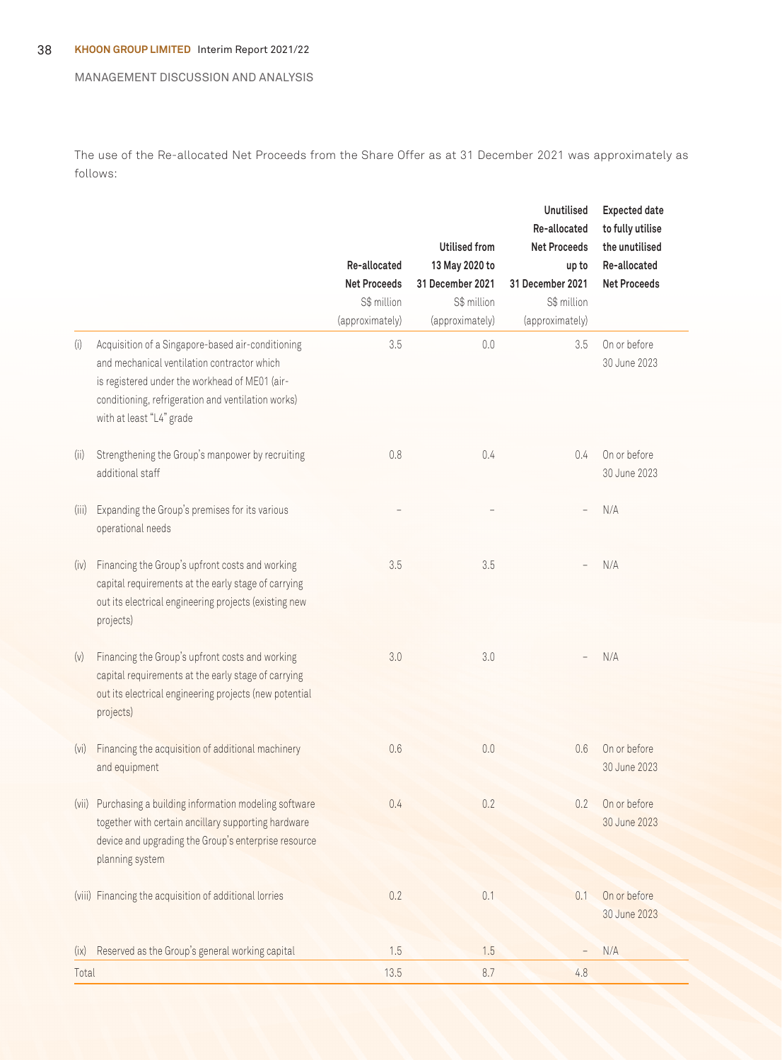MANAGEMENT DISCUSSION AND ANALYSIS

The use of the Re-allocated Net Proceeds from the Share Offer as at 31 December 2021 was approximately as follows:

| | | Re-allocated Net Proceeds S$ million (approximately) | Utilised from 13 May 2020 to 31 December 2021 S$ million (approximately) | Unutilised Re-allocated Net Proceeds up to 31 December 2021 S$ million (approximately) | Expected date to fully utilise the unutilised Re-allocated Net Proceeds |
|---|---|---|---|---|---|
| (i) | Acquisition of a Singapore-based air-conditioning and mechanical ventilation contractor which is registered under the workhead of ME01 (air-conditioning, refrigeration and ventilation works) with at least "L4" grade | 3.5 | 0.0 | 3.5 | On or before 30 June 2023 |
| (ii) | Strengthening the Group's manpower by recruiting additional staff | 0.8 | 0.4 | 0.4 | On or before 30 June 2023 |
| (iii) | Expanding the Group's premises for its various operational needs | – | – | – | N/A |
| (iv) | Financing the Group's upfront costs and working capital requirements at the early stage of carrying out its electrical engineering projects (existing new projects) | 3.5 | 3.5 | – | N/A |
| (v) | Financing the Group's upfront costs and working capital requirements at the early stage of carrying out its electrical engineering projects (new potential projects) | 3.0 | 3.0 | – | N/A |
| (vi) | Financing the acquisition of additional machinery and equipment | 0.6 | 0.0 | 0.6 | On or before 30 June 2023 |
| (vii) | Purchasing a building information modeling software together with certain ancillary supporting hardware device and upgrading the Group's enterprise resource planning system | 0.4 | 0.2 | 0.2 | On or before 30 June 2023 |
| (viii) | Financing the acquisition of additional lorries | 0.2 | 0.1 | 0.1 | On or before 30 June 2023 |
| (ix) | Reserved as the Group's general working capital | 1.5 | 1.5 | – | N/A |
| Total | | 13.5 | 8.7 | 4.8 | |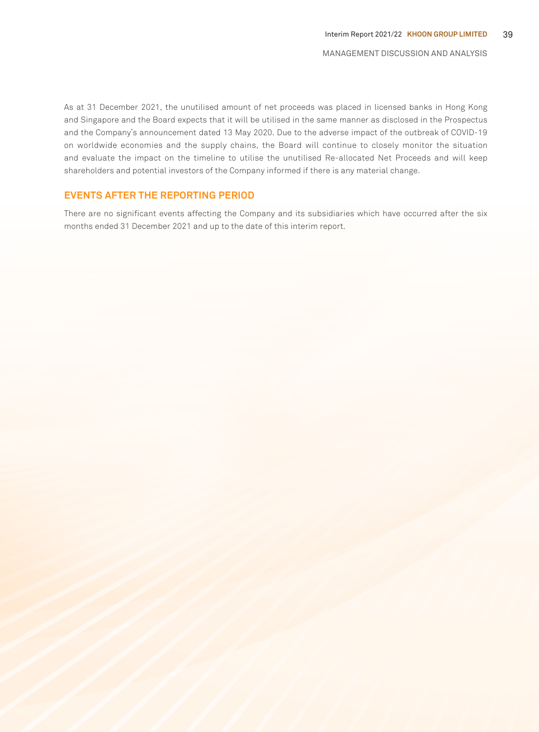As at 31 December 2021, the unutilised amount of net proceeds was placed in licensed banks in Hong Kong and Singapore and the Board expects that it will be utilised in the same manner as disclosed in the Prospectus and the Company's announcement dated 13 May 2020. Due to the adverse impact of the outbreak of COVID-19 on worldwide economies and the supply chains, the Board will continue to closely monitor the situation and evaluate the impact on the timeline to utilise the unutilised Re-allocated Net Proceeds and will keep shareholders and potential investors of the Company informed if there is any material change.

## EVENTS AFTER THE REPORTING PERIOD

There are no significant events affecting the Company and its subsidiaries which have occurred after the six months ended 31 December 2021 and up to the date of this interim report.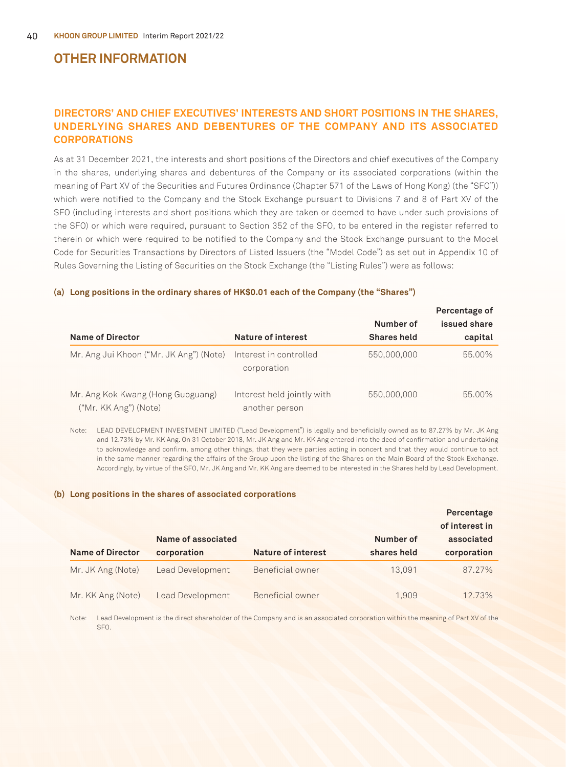# OTHER INFORMATION

## DIRECTORS' AND CHIEF EXECUTIVES' INTERESTS AND SHORT POSITIONS IN THE SHARES, UNDERLYING SHARES AND DEBENTURES OF THE COMPANY AND ITS ASSOCIATED CORPORATIONS

As at 31 December 2021, the interests and short positions of the Directors and chief executives of the Company in the shares, underlying shares and debentures of the Company or its associated corporations (within the meaning of Part XV of the Securities and Futures Ordinance (Chapter 571 of the Laws of Hong Kong) (the "SFO")) which were notified to the Company and the Stock Exchange pursuant to Divisions 7 and 8 of Part XV of the SFO (including interests and short positions which they are taken or deemed to have under such provisions of the SFO) or which were required, pursuant to Section 352 of the SFO, to be entered in the register referred to therein or which were required to be notified to the Company and the Stock Exchange pursuant to the Model Code for Securities Transactions by Directors of Listed Issuers (the "Model Code") as set out in Appendix 10 of Rules Governing the Listing of Securities on the Stock Exchange (the "Listing Rules") were as follows:

### (a) Long positions in the ordinary shares of HK$0.01 each of the Company (the "Shares")

| Name of Director | Nature of interest | Number of Shares held | Percentage of issued share capital |
|---|---|---|---|
| Mr. Ang Jui Khoon ("Mr. JK Ang") (Note) | Interest in controlled corporation | 550,000,000 | 55.00% |
| Mr. Ang Kok Kwang (Hong Guoguang) ("Mr. KK Ang") (Note) | Interest held jointly with another person | 550,000,000 | 55.00% |

Note: LEAD DEVELOPMENT INVESTMENT LIMITED ("Lead Development") is legally and beneficially owned as to 87.27% by Mr. JK Ang and 12.73% by Mr. KK Ang. On 31 October 2018, Mr. JK Ang and Mr. KK Ang entered into the deed of confirmation and undertaking to acknowledge and confirm, among other things, that they were parties acting in concert and that they would continue to act in the same manner regarding the affairs of the Group upon the listing of the Shares on the Main Board of the Stock Exchange. Accordingly, by virtue of the SFO, Mr. JK Ang and Mr. KK Ang are deemed to be interested in the Shares held by Lead Development.

### (b) Long positions in the shares of associated corporations

| Name of Director | Name of associated corporation | Nature of interest | Number of shares held | Percentage of interest in associated corporation |
|---|---|---|---|---|
| Mr. JK Ang (Note) | Lead Development | Beneficial owner | 13,091 | 87.27% |
| Mr. KK Ang (Note) | Lead Development | Beneficial owner | 1,909 | 12.73% |

Note: Lead Development is the direct shareholder of the Company and is an associated corporation within the meaning of Part XV of the SFO.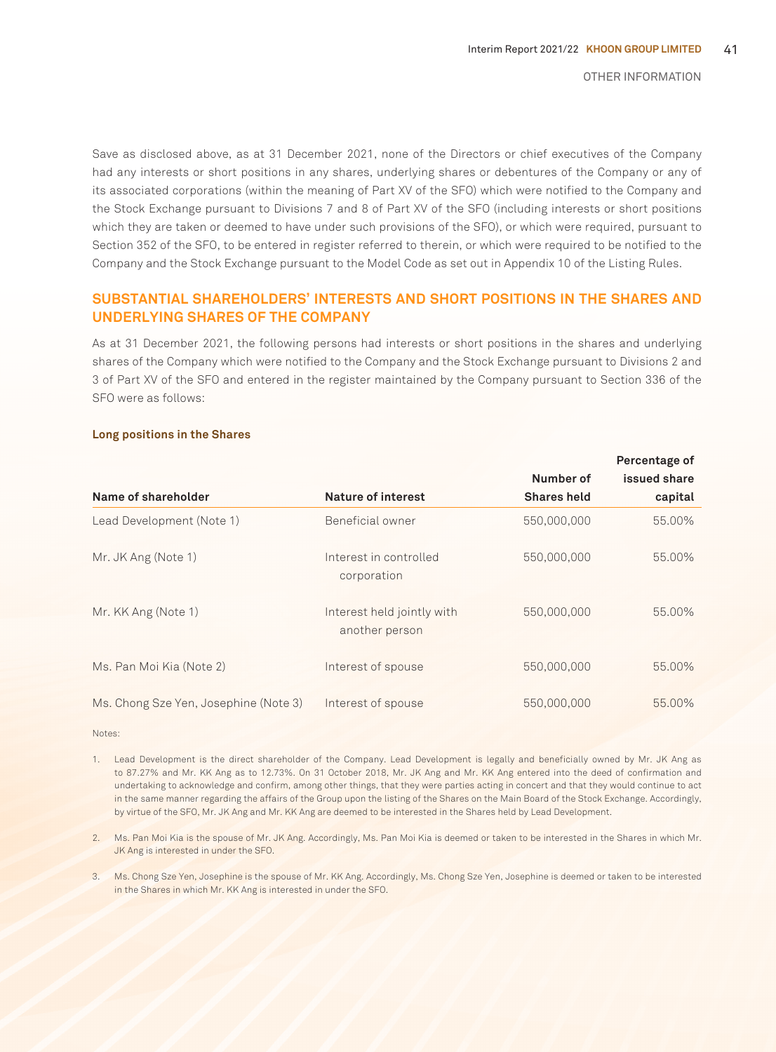Save as disclosed above, as at 31 December 2021, none of the Directors or chief executives of the Company had any interests or short positions in any shares, underlying shares or debentures of the Company or any of its associated corporations (within the meaning of Part XV of the SFO) which were notified to the Company and the Stock Exchange pursuant to Divisions 7 and 8 of Part XV of the SFO (including interests or short positions which they are taken or deemed to have under such provisions of the SFO), or which were required, pursuant to Section 352 of the SFO, to be entered in register referred to therein, or which were required to be notified to the Company and the Stock Exchange pursuant to the Model Code as set out in Appendix 10 of the Listing Rules.

## SUBSTANTIAL SHAREHOLDERS' INTERESTS AND SHORT POSITIONS IN THE SHARES AND UNDERLYING SHARES OF THE COMPANY

As at 31 December 2021, the following persons had interests or short positions in the shares and underlying shares of the Company which were notified to the Company and the Stock Exchange pursuant to Divisions 2 and 3 of Part XV of the SFO and entered in the register maintained by the Company pursuant to Section 336 of the SFO were as follows:

**Long positions in the Shares**

| Name of shareholder | Nature of interest | Number of Shares held | Percentage of issued share capital |
|---|---|---|---|
| Lead Development (Note 1) | Beneficial owner | 550,000,000 | 55.00% |
| Mr. JK Ang (Note 1) | Interest in controlled corporation | 550,000,000 | 55.00% |
| Mr. KK Ang (Note 1) | Interest held jointly with another person | 550,000,000 | 55.00% |
| Ms. Pan Moi Kia (Note 2) | Interest of spouse | 550,000,000 | 55.00% |
| Ms. Chong Sze Yen, Josephine (Note 3) | Interest of spouse | 550,000,000 | 55.00% |

Notes:

1. Lead Development is the direct shareholder of the Company. Lead Development is legally and beneficially owned by Mr. JK Ang as to 87.27% and Mr. KK Ang as to 12.73%. On 31 October 2018, Mr. JK Ang and Mr. KK Ang entered into the deed of confirmation and undertaking to acknowledge and confirm, among other things, that they were parties acting in concert and that they would continue to act in the same manner regarding the affairs of the Group upon the listing of the Shares on the Main Board of the Stock Exchange. Accordingly, by virtue of the SFO, Mr. JK Ang and Mr. KK Ang are deemed to be interested in the Shares held by Lead Development.

2. Ms. Pan Moi Kia is the spouse of Mr. JK Ang. Accordingly, Ms. Pan Moi Kia is deemed or taken to be interested in the Shares in which Mr. JK Ang is interested in under the SFO.

3. Ms. Chong Sze Yen, Josephine is the spouse of Mr. KK Ang. Accordingly, Ms. Chong Sze Yen, Josephine is deemed or taken to be interested in the Shares in which Mr. KK Ang is interested in under the SFO.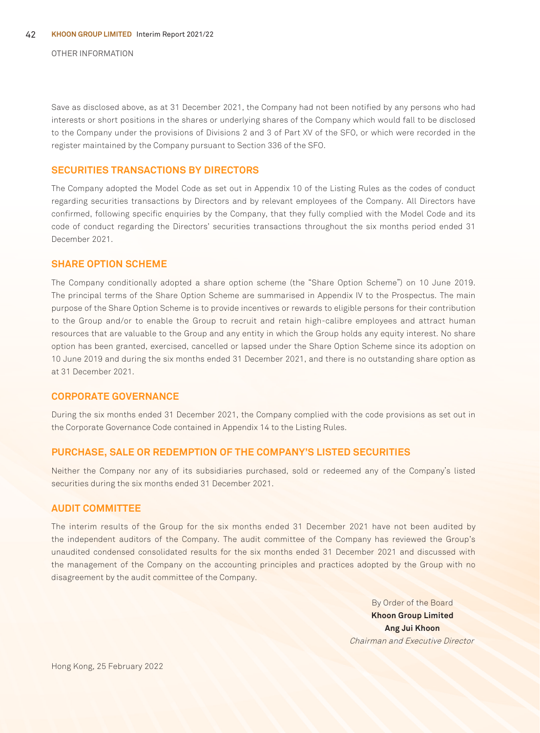OTHER INFORMATION

Save as disclosed above, as at 31 December 2021, the Company had not been notified by any persons who had interests or short positions in the shares or underlying shares of the Company which would fall to be disclosed to the Company under the provisions of Divisions 2 and 3 of Part XV of the SFO, or which were recorded in the register maintained by the Company pursuant to Section 336 of the SFO.

## SECURITIES TRANSACTIONS BY DIRECTORS

The Company adopted the Model Code as set out in Appendix 10 of the Listing Rules as the codes of conduct regarding securities transactions by Directors and by relevant employees of the Company. All Directors have confirmed, following specific enquiries by the Company, that they fully complied with the Model Code and its code of conduct regarding the Directors' securities transactions throughout the six months period ended 31 December 2021.

## SHARE OPTION SCHEME

The Company conditionally adopted a share option scheme (the "Share Option Scheme") on 10 June 2019. The principal terms of the Share Option Scheme are summarised in Appendix IV to the Prospectus. The main purpose of the Share Option Scheme is to provide incentives or rewards to eligible persons for their contribution to the Group and/or to enable the Group to recruit and retain high-calibre employees and attract human resources that are valuable to the Group and any entity in which the Group holds any equity interest. No share option has been granted, exercised, cancelled or lapsed under the Share Option Scheme since its adoption on 10 June 2019 and during the six months ended 31 December 2021, and there is no outstanding share option as at 31 December 2021.

## CORPORATE GOVERNANCE

During the six months ended 31 December 2021, the Company complied with the code provisions as set out in the Corporate Governance Code contained in Appendix 14 to the Listing Rules.

## PURCHASE, SALE OR REDEMPTION OF THE COMPANY'S LISTED SECURITIES

Neither the Company nor any of its subsidiaries purchased, sold or redeemed any of the Company's listed securities during the six months ended 31 December 2021.

## AUDIT COMMITTEE

The interim results of the Group for the six months ended 31 December 2021 have not been audited by the independent auditors of the Company. The audit committee of the Company has reviewed the Group's unaudited condensed consolidated results for the six months ended 31 December 2021 and discussed with the management of the Company on the accounting principles and practices adopted by the Group with no disagreement by the audit committee of the Company.

By Order of the Board
**Khoon Group Limited**
**Ang Jui Khoon**
*Chairman and Executive Director*

Hong Kong, 25 February 2022